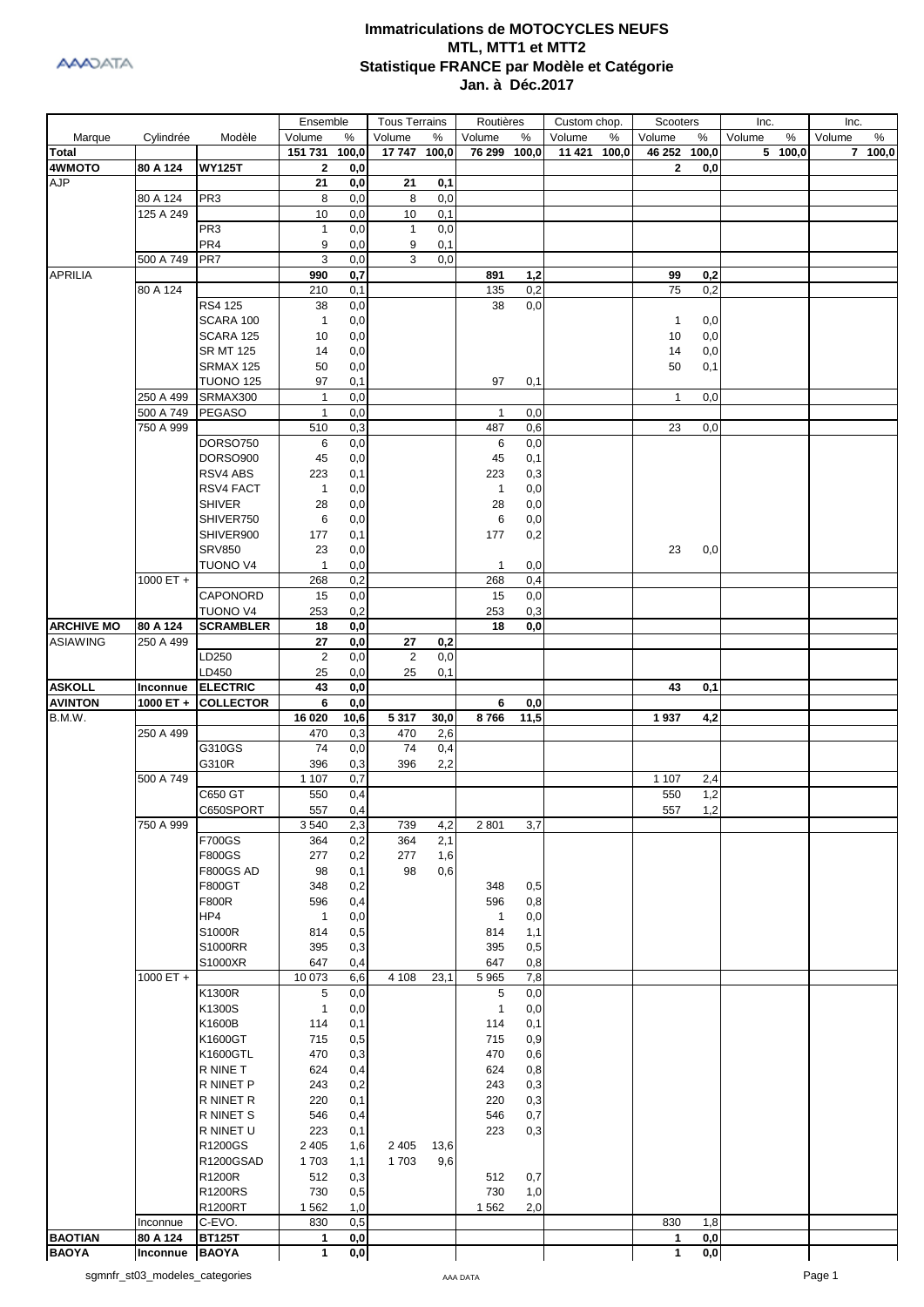# Immatriculations de MOTOCYCLES NEUFS
## MTL, MTT1 et MTT2
## Statistique FRANCE par Modèle et Catégorie
## Jan. à Déc.2017

| Marque | Cylindrée | Modèle | Ensemble | | Tous Terrains | | Routières | | Custom chop. | | Scooters | | Inc. | | Inc. | |
|---|---|---|---|---|---|---|---|---|---|---|---|---|---|---|---|---|
| | | | Volume | % | Volume | % | Volume | % | Volume | % | Volume | % | Volume | % | Volume | % |
| **Total** | | | **151 731** | **100,0** | **17 747** | **100,0** | **76 299** | **100,0** | **11 421** | **100,0** | **46 252** | **100,0** | **5** | **100,0** | **7** | **100,0** |
| **4WMOTO** | **80 A 124** | **WY125T** | **2** | **0,0** | | | | | | | **2** | **0,0** | | | | |
| AJP | | | **21** | **0,0** | **21** | **0,1** | | | | | | | | | | |
| | 80 A 124 | PR3 | 8 | 0,0 | 8 | 0,0 | | | | | | | | | | |
| | 125 A 249 | | 10 | 0,0 | 10 | 0,1 | | | | | | | | | | |
| | | PR3 | 1 | 0,0 | 1 | 0,0 | | | | | | | | | | |
| | | PR4 | 9 | 0,0 | 9 | 0,1 | | | | | | | | | | |
| | 500 A 749 | PR7 | 3 | 0,0 | 3 | 0,0 | | | | | | | | | | |
| APRILIA | | | **990** | **0,7** | | | **891** | **1,2** | | | **99** | **0,2** | | | | |
| | 80 A 124 | | 210 | 0,1 | | | 135 | 0,2 | | | 75 | 0,2 | | | | |
| | | RS4 125 | 38 | 0,0 | | | 38 | 0,0 | | | | | | | | |
| | | SCARA 100 | 1 | 0,0 | | | | | | | 1 | 0,0 | | | | |
| | | SCARA 125 | 10 | 0,0 | | | | | | | 10 | 0,0 | | | | |
| | | SR MT 125 | 14 | 0,0 | | | | | | | 14 | 0,0 | | | | |
| | | SRMAX 125 | 50 | 0,0 | | | | | | | 50 | 0,1 | | | | |
| | | TUONO 125 | 97 | 0,1 | | | 97 | 0,1 | | | | | | | | |
| | 250 A 499 | SRMAX300 | 1 | 0,0 | | | | | | | 1 | 0,0 | | | | |
| | 500 A 749 | PEGASO | 1 | 0,0 | | | 1 | 0,0 | | | | | | | | |
| | 750 A 999 | | 510 | 0,3 | | | 487 | 0,6 | | | 23 | 0,0 | | | | |
| | | DORSO750 | 6 | 0,0 | | | 6 | 0,0 | | | | | | | | |
| | | DORSO900 | 45 | 0,0 | | | 45 | 0,1 | | | | | | | | |
| | | RSV4 ABS | 223 | 0,1 | | | 223 | 0,3 | | | | | | | | |
| | | RSV4 FACT | 1 | 0,0 | | | 1 | 0,0 | | | | | | | | |
| | | SHIVER | 28 | 0,0 | | | 28 | 0,0 | | | | | | | | |
| | | SHIVER750 | 6 | 0,0 | | | 6 | 0,0 | | | | | | | | |
| | | SHIVER900 | 177 | 0,1 | | | 177 | 0,2 | | | | | | | | |
| | | SRV850 | 23 | 0,0 | | | | | | | 23 | 0,0 | | | | |
| | | TUONO V4 | 1 | 0,0 | | | 1 | 0,0 | | | | | | | | |
| | 1000 ET + | | 268 | 0,2 | | | 268 | 0,4 | | | | | | | | |
| | | CAPONORD | 15 | 0,0 | | | 15 | 0,0 | | | | | | | | |
| | | TUONO V4 | 253 | 0,2 | | | 253 | 0,3 | | | | | | | | |
| **ARCHIVE MO** | **80 A 124** | **SCRAMBLER** | **18** | **0,0** | | | **18** | **0,0** | | | | | | | | |
| ASIAWING | 250 A 499 | | **27** | **0,0** | **27** | **0,2** | | | | | | | | | | |
| | | LD250 | 2 | 0,0 | 2 | 0,0 | | | | | | | | | | |
| | | LD450 | 25 | 0,0 | 25 | 0,1 | | | | | | | | | | |
| **ASKOLL** | **Inconnue** | **ELECTRIC** | **43** | **0,0** | | | | | | | **43** | **0,1** | | | | |
| **AVINTON** | **1000 ET +** | **COLLECTOR** | **6** | **0,0** | | | **6** | **0,0** | | | | | | | | |
| B.M.W. | | | **16 020** | **10,6** | **5 317** | **30,0** | **8 766** | **11,5** | | | **1 937** | **4,2** | | | | |
| | 250 A 499 | | 470 | 0,3 | 470 | 2,6 | | | | | | | | | | |
| | | G310GS | 74 | 0,0 | 74 | 0,4 | | | | | | | | | | |
| | | G310R | 396 | 0,3 | 396 | 2,2 | | | | | | | | | | |
| | 500 A 749 | | 1 107 | 0,7 | | | | | | | 1 107 | 2,4 | | | | |
| | | C650 GT | 550 | 0,4 | | | | | | | 550 | 1,2 | | | | |
| | | C650SPORT | 557 | 0,4 | | | | | | | 557 | 1,2 | | | | |
| | 750 A 999 | | 3 540 | 2,3 | 739 | 4,2 | 2 801 | 3,7 | | | | | | | | |
| | | F700GS | 364 | 0,2 | 364 | 2,1 | | | | | | | | | | |
| | | F800GS | 277 | 0,2 | 277 | 1,6 | | | | | | | | | | |
| | | F800GS AD | 98 | 0,1 | 98 | 0,6 | | | | | | | | | | |
| | | F800GT | 348 | 0,2 | | | 348 | 0,5 | | | | | | | | |
| | | F800R | 596 | 0,4 | | | 596 | 0,8 | | | | | | | | |
| | | HP4 | 1 | 0,0 | | | 1 | 0,0 | | | | | | | | |
| | | S1000R | 814 | 0,5 | | | 814 | 1,1 | | | | | | | | |
| | | S1000RR | 395 | 0,3 | | | 395 | 0,5 | | | | | | | | |
| | | S1000XR | 647 | 0,4 | | | 647 | 0,8 | | | | | | | | |
| | 1000 ET + | | 10 073 | 6,6 | 4 108 | 23,1 | 5 965 | 7,8 | | | | | | | | |
| | | K1300R | 5 | 0,0 | | | 5 | 0,0 | | | | | | | | |
| | | K1300S | 1 | 0,0 | | | 1 | 0,0 | | | | | | | | |
| | | K1600B | 114 | 0,1 | | | 114 | 0,1 | | | | | | | | |
| | | K1600GT | 715 | 0,5 | | | 715 | 0,9 | | | | | | | | |
| | | K1600GTL | 470 | 0,3 | | | 470 | 0,6 | | | | | | | | |
| | | R NINE T | 624 | 0,4 | | | 624 | 0,8 | | | | | | | | |
| | | R NINET P | 243 | 0,2 | | | 243 | 0,3 | | | | | | | | |
| | | R NINET R | 220 | 0,1 | | | 220 | 0,3 | | | | | | | | |
| | | R NINET S | 546 | 0,4 | | | 546 | 0,7 | | | | | | | | |
| | | R NINET U | 223 | 0,1 | | | 223 | 0,3 | | | | | | | | |
| | | R1200GS | 2 405 | 1,6 | 2 405 | 13,6 | | | | | | | | | | |
| | | R1200GSAD | 1 703 | 1,1 | 1 703 | 9,6 | | | | | | | | | | |
| | | R1200R | 512 | 0,3 | | | 512 | 0,7 | | | | | | | | |
| | | R1200RS | 730 | 0,5 | | | 730 | 1,0 | | | | | | | | |
| | | R1200RT | 1 562 | 1,0 | | | 1 562 | 2,0 | | | | | | | | |
| | Inconnue | C-EVO. | 830 | 0,5 | | | | | | | 830 | 1,8 | | | | |
| **BAOTIAN** | **80 A 124** | **BT125T** | **1** | **0,0** | | | | | | | **1** | **0,0** | | | | |
| **BAOYA** | **Inconnue** | **BAOYA** | **1** | **0,0** | | | | | | | **1** | **0,0** | | | | |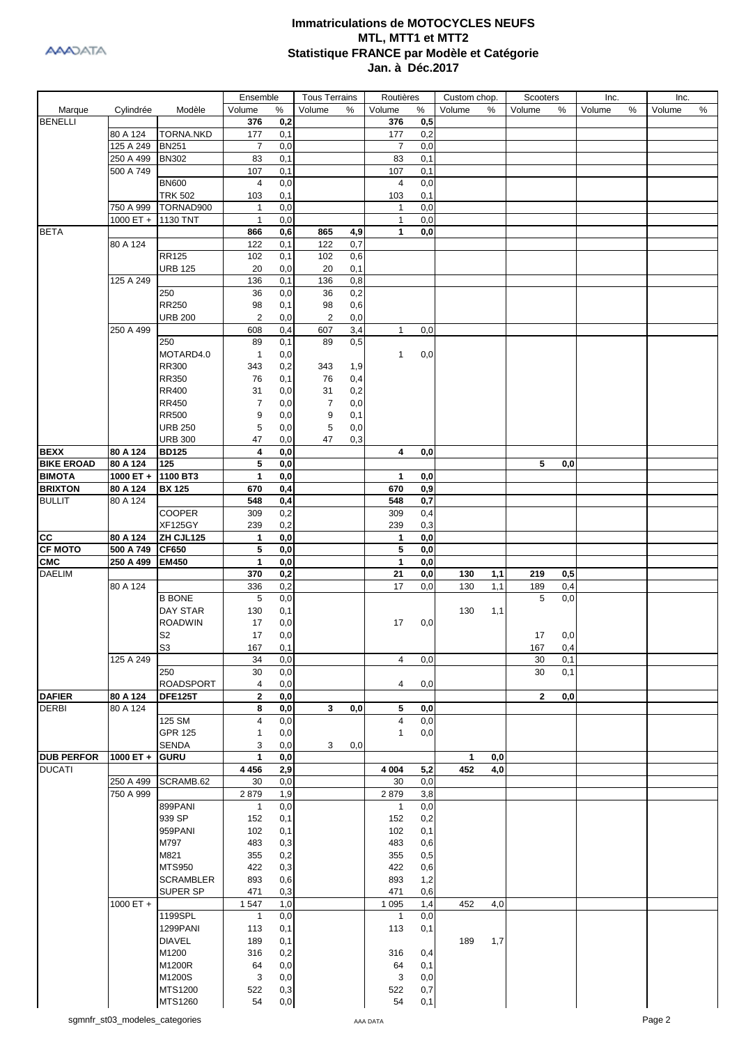# Immatriculations de MOTOCYCLES NEUFS
## MTL, MTT1 et MTT2
## Statistique FRANCE par Modèle et Catégorie
## Jan. à Déc.2017

| Marque | Cylindrée | Modèle | Ensemble Volume | Ensemble % | Tous Terrains Volume | Tous Terrains % | Routières Volume | Routières % | Custom chop. Volume | Custom chop. % | Scooters Volume | Scooters % | Inc. Volume | Inc. % | Inc. Volume | Inc. % |
|---|---|---|---|---|---|---|---|---|---|---|---|---|---|---|---|---|
| **BENELLI** | | | **376** | **0,2** | | | **376** | **0,5** | | | | | | | | |
| | 80 A 124 | TORNA.NKD | 177 | 0,1 | | | 177 | 0,2 | | | | | | | | |
| | 125 A 249 | BN251 | 7 | 0,0 | | | 7 | 0,0 | | | | | | | | |
| | 250 A 499 | BN302 | 83 | 0,1 | | | 83 | 0,1 | | | | | | | | |
| | 500 A 749 | | 107 | 0,1 | | | 107 | 0,1 | | | | | | | | |
| | | BN600 | 4 | 0,0 | | | 4 | 0,0 | | | | | | | | |
| | | TRK 502 | 103 | 0,1 | | | 103 | 0,1 | | | | | | | | |
| | 750 A 999 | TORNAD900 | 1 | 0,0 | | | 1 | 0,0 | | | | | | | | |
| | 1000 ET + | 1130 TNT | 1 | 0,0 | | | 1 | 0,0 | | | | | | | | |
| **BETA** | | | **866** | **0,6** | **865** | **4,9** | **1** | **0,0** | | | | | | | | |
| | 80 A 124 | | 122 | 0,1 | 122 | 0,7 | | | | | | | | | | |
| | | RR125 | 102 | 0,1 | 102 | 0,6 | | | | | | | | | | |
| | | URB 125 | 20 | 0,0 | 20 | 0,1 | | | | | | | | | | |
| | 125 A 249 | | 136 | 0,1 | 136 | 0,8 | | | | | | | | | | |
| | | 250 | 36 | 0,0 | 36 | 0,2 | | | | | | | | | | |
| | | RR250 | 98 | 0,1 | 98 | 0,6 | | | | | | | | | | |
| | | URB 200 | 2 | 0,0 | 2 | 0,0 | | | | | | | | | | |
| | 250 A 499 | | 608 | 0,4 | 607 | 3,4 | 1 | 0,0 | | | | | | | | |
| | | 250 | 89 | 0,1 | 89 | 0,5 | | | | | | | | | | |
| | | MOTARD4.0 | 1 | 0,0 | | | 1 | 0,0 | | | | | | | | |
| | | RR300 | 343 | 0,2 | 343 | 1,9 | | | | | | | | | | |
| | | RR350 | 76 | 0,1 | 76 | 0,4 | | | | | | | | | | |
| | | RR400 | 31 | 0,0 | 31 | 0,2 | | | | | | | | | | |
| | | RR450 | 7 | 0,0 | 7 | 0,0 | | | | | | | | | | |
| | | RR500 | 9 | 0,0 | 9 | 0,1 | | | | | | | | | | |
| | | URB 250 | 5 | 0,0 | 5 | 0,0 | | | | | | | | | | |
| | | URB 300 | 47 | 0,0 | 47 | 0,3 | | | | | | | | | | |
| **BEXX** | **80 A 124** | **BD125** | **4** | **0,0** | | | **4** | **0,0** | | | | | | | | |
| **BIKE EROAD** | **80 A 124** | **125** | **5** | **0,0** | | | | | | | **5** | **0,0** | | | | |
| **BIMOTA** | **1000 ET +** | **1100 BT3** | **1** | **0,0** | | | **1** | **0,0** | | | | | | | | |
| **BRIXTON** | **80 A 124** | **BX 125** | **670** | **0,4** | | | **670** | **0,9** | | | | | | | | |
| **BULLIT** | 80 A 124 | | **548** | **0,4** | | | **548** | **0,7** | | | | | | | | |
| | | COOPER | 309 | 0,2 | | | 309 | 0,4 | | | | | | | | |
| | | XF125GY | 239 | 0,2 | | | 239 | 0,3 | | | | | | | | |
| **CC** | **80 A 124** | **ZH CJL125** | **1** | **0,0** | | | **1** | **0,0** | | | | | | | | |
| **CF MOTO** | **500 A 749** | **CF650** | **5** | **0,0** | | | **5** | **0,0** | | | | | | | | |
| **CMC** | **250 A 499** | **EM450** | **1** | **0,0** | | | **1** | **0,0** | | | | | | | | |
| **DAELIM** | | | **370** | **0,2** | | | **21** | **0,0** | **130** | **1,1** | **219** | **0,5** | | | | |
| | 80 A 124 | | 336 | 0,2 | | | 17 | 0,0 | 130 | 1,1 | 189 | 0,4 | | | | |
| | | B BONE | 5 | 0,0 | | | | | | | 5 | 0,0 | | | | |
| | | DAY STAR | 130 | 0,1 | | | | | 130 | 1,1 | | | | | | |
| | | ROADWIN | 17 | 0,0 | | | 17 | 0,0 | | | | | | | | |
| | | S2 | 17 | 0,0 | | | | | | | 17 | 0,0 | | | | |
| | | S3 | 167 | 0,1 | | | | | | | 167 | 0,4 | | | | |
| | 125 A 249 | | 34 | 0,0 | | | 4 | 0,0 | | | 30 | 0,1 | | | | |
| | | 250 | 30 | 0,0 | | | | | | | 30 | 0,1 | | | | |
| | | ROADSPORT | 4 | 0,0 | | | 4 | 0,0 | | | | | | | | |
| **DAFIER** | **80 A 124** | **DFE125T** | **2** | **0,0** | | | | | | | **2** | **0,0** | | | | |
| **DERBI** | 80 A 124 | | **8** | **0,0** | **3** | **0,0** | **5** | **0,0** | | | | | | | | |
| | | 125 SM | 4 | 0,0 | | | 4 | 0,0 | | | | | | | | |
| | | GPR 125 | 1 | 0,0 | | | 1 | 0,0 | | | | | | | | |
| | | SENDA | 3 | 0,0 | 3 | 0,0 | | | | | | | | | | |
| **DUB PERFOR** | **1000 ET +** | **GURU** | **1** | **0,0** | | | | | **1** | **0,0** | | | | | | |
| **DUCATI** | | | **4 456** | **2,9** | | | **4 004** | **5,2** | **452** | **4,0** | | | | | | |
| | 250 A 499 | SCRAMB.62 | 30 | 0,0 | | | 30 | 0,0 | | | | | | | | |
| | 750 A 999 | | 2 879 | 1,9 | | | 2 879 | 3,8 | | | | | | | | |
| | | 899PANI | 1 | 0,0 | | | 1 | 0,0 | | | | | | | | |
| | | 939 SP | 152 | 0,1 | | | 152 | 0,2 | | | | | | | | |
| | | 959PANI | 102 | 0,1 | | | 102 | 0,1 | | | | | | | | |
| | | M797 | 483 | 0,3 | | | 483 | 0,6 | | | | | | | | |
| | | M821 | 355 | 0,2 | | | 355 | 0,5 | | | | | | | | |
| | | MTS950 | 422 | 0,3 | | | 422 | 0,6 | | | | | | | | |
| | | SCRAMBLER | 893 | 0,6 | | | 893 | 1,2 | | | | | | | | |
| | | SUPER SP | 471 | 0,3 | | | 471 | 0,6 | | | | | | | | |
| | 1000 ET + | | 1 547 | 1,0 | | | 1 095 | 1,4 | 452 | 4,0 | | | | | | |
| | | 1199SPL | 1 | 0,0 | | | 1 | 0,0 | | | | | | | | |
| | | 1299PANI | 113 | 0,1 | | | 113 | 0,1 | | | | | | | | |
| | | DIAVEL | 189 | 0,1 | | | | | 189 | 1,7 | | | | | | |
| | | M1200 | 316 | 0,2 | | | 316 | 0,4 | | | | | | | | |
| | | M1200R | 64 | 0,0 | | | 64 | 0,1 | | | | | | | | |
| | | M1200S | 3 | 0,0 | | | 3 | 0,0 | | | | | | | | |
| | | MTS1200 | 522 | 0,3 | | | 522 | 0,7 | | | | | | | | |
| | | MTS1260 | 54 | 0,0 | | | 54 | 0,1 | | | | | | | | |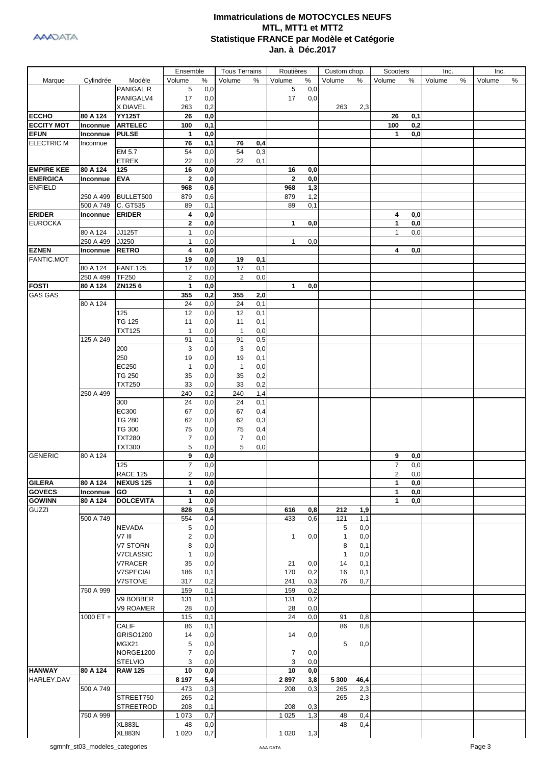# Immatriculations de MOTOCYCLES NEUFS
## MTL, MTT1 et MTT2
## Statistique FRANCE par Modèle et Catégorie
## Jan. à Déc.2017

| Marque | Cylindrée | Modèle | Ensemble Volume | Ensemble % | Tous Terrains Volume | Tous Terrains % | Routières Volume | Routières % | Custom chop. Volume | Custom chop. % | Scooters Volume | Scooters % | Inc. Volume | Inc. % | Inc. Volume | Inc. % |
|---|---|---|---|---|---|---|---|---|---|---|---|---|---|---|---|---|
| | | PANIGAL R | 5 | 0,0 | | | 5 | 0,0 | | | | | | | | |
| | | PANIGALV4 | 17 | 0,0 | | | 17 | 0,0 | | | | | | | | |
| | | X DIAVEL | 263 | 0,2 | | | | | 263 | 2,3 | | | | | | |
| **ECCHO** | **80 A 124** | **YY125T** | **26** | **0,0** | | | | | | | **26** | **0,1** | | | | |
| **ECCITY MOT** | **Inconnue** | **ARTELEC** | **100** | **0,1** | | | | | | | **100** | **0,2** | | | | |
| **EFUN** | **Inconnue** | **PULSE** | **1** | **0,0** | | | | | | | **1** | **0,0** | | | | |
| ELECTRIC M | Inconnue | | **76** | **0,1** | **76** | **0,4** | | | | | | | | | | |
| | | EM 5.7 | 54 | 0,0 | 54 | 0,3 | | | | | | | | | | |
| | | ETREK | 22 | 0,0 | 22 | 0,1 | | | | | | | | | | |
| **EMPIRE KEE** | **80 A 124** | **125** | **16** | **0,0** | | | **16** | **0,0** | | | | | | | | |
| **ENERGICA** | **Inconnue** | **EVA** | **2** | **0,0** | | | **2** | **0,0** | | | | | | | | |
| ENFIELD | | | **968** | **0,6** | | | **968** | **1,3** | | | | | | | | |
| | 250 A 499 | BULLET500 | 879 | 0,6 | | | 879 | 1,2 | | | | | | | | |
| | 500 A 749 | C. GT535 | 89 | 0,1 | | | 89 | 0,1 | | | | | | | | |
| **ERIDER** | **Inconnue** | **ERIDER** | **4** | **0,0** | | | | | | | **4** | **0,0** | | | | |
| EUROCKA | | | **2** | **0,0** | | | **1** | **0,0** | | | **1** | **0,0** | | | | |
| | 80 A 124 | JJ125T | 1 | 0,0 | | | | | | | 1 | 0,0 | | | | |
| | 250 A 499 | JJ250 | 1 | 0,0 | | | 1 | 0,0 | | | | | | | | |
| **EZNEN** | **Inconnue** | **RETRO** | **4** | **0,0** | | | | | | | **4** | **0,0** | | | | |
| FANTIC.MOT | | | **19** | **0,0** | **19** | **0,1** | | | | | | | | | | |
| | 80 A 124 | FANT.125 | 17 | 0,0 | 17 | 0,1 | | | | | | | | | | |
| | 250 A 499 | TF250 | 2 | 0,0 | 2 | 0,0 | | | | | | | | | | |
| **FOSTI** | **80 A 124** | **ZN125 6** | **1** | **0,0** | | | **1** | **0,0** | | | | | | | | |
| GAS GAS | | | **355** | **0,2** | **355** | **2,0** | | | | | | | | | | |
| | 80 A 124 | | 24 | 0,0 | 24 | 0,1 | | | | | | | | | | |
| | | 125 | 12 | 0,0 | 12 | 0,1 | | | | | | | | | | |
| | | TG 125 | 11 | 0,0 | 11 | 0,1 | | | | | | | | | | |
| | | TXT125 | 1 | 0,0 | 1 | 0,0 | | | | | | | | | | |
| | 125 A 249 | | 91 | 0,1 | 91 | 0,5 | | | | | | | | | | |
| | | 200 | 3 | 0,0 | 3 | 0,0 | | | | | | | | | | |
| | | 250 | 19 | 0,0 | 19 | 0,1 | | | | | | | | | | |
| | | EC250 | 1 | 0,0 | 1 | 0,0 | | | | | | | | | | |
| | | TG 250 | 35 | 0,0 | 35 | 0,2 | | | | | | | | | | |
| | | TXT250 | 33 | 0,0 | 33 | 0,2 | | | | | | | | | | |
| | 250 A 499 | | 240 | 0,2 | 240 | 1,4 | | | | | | | | | | |
| | | 300 | 24 | 0,0 | 24 | 0,1 | | | | | | | | | | |
| | | EC300 | 67 | 0,0 | 67 | 0,4 | | | | | | | | | | |
| | | TG 280 | 62 | 0,0 | 62 | 0,3 | | | | | | | | | | |
| | | TG 300 | 75 | 0,0 | 75 | 0,4 | | | | | | | | | | |
| | | TXT280 | 7 | 0,0 | 7 | 0,0 | | | | | | | | | | |
| | | TXT300 | 5 | 0,0 | 5 | 0,0 | | | | | | | | | | |
| GENERIC | 80 A 124 | | **9** | **0,0** | | | | | | | **9** | **0,0** | | | | |
| | | 125 | 7 | 0,0 | | | | | | | 7 | 0,0 | | | | |
| | | RACE 125 | 2 | 0,0 | | | | | | | 2 | 0,0 | | | | |
| **GILERA** | **80 A 124** | **NEXUS 125** | **1** | **0,0** | | | | | | | **1** | **0,0** | | | | |
| **GOVECS** | **Inconnue** | **GO** | **1** | **0,0** | | | | | | | **1** | **0,0** | | | | |
| **GOWINN** | **80 A 124** | **DOLCEVITA** | **1** | **0,0** | | | | | | | **1** | **0,0** | | | | |
| GUZZI | | | **828** | **0,5** | | | **616** | **0,8** | **212** | **1,9** | | | | | | |
| | 500 A 749 | | 554 | 0,4 | | | 433 | 0,6 | 121 | 1,1 | | | | | | |
| | | NEVADA | 5 | 0,0 | | | | | 5 | 0,0 | | | | | | |
| | | V7 III | 2 | 0,0 | | | 1 | 0,0 | 1 | 0,0 | | | | | | |
| | | V7 STORN | 8 | 0,0 | | | | | 8 | 0,1 | | | | | | |
| | | V7CLASSIC | 1 | 0,0 | | | | | 1 | 0,0 | | | | | | |
| | | V7RACER | 35 | 0,0 | | | 21 | 0,0 | 14 | 0,1 | | | | | | |
| | | V7SPECIAL | 186 | 0,1 | | | 170 | 0,2 | 16 | 0,1 | | | | | | |
| | | V7STONE | 317 | 0,2 | | | 241 | 0,3 | 76 | 0,7 | | | | | | |
| | 750 A 999 | | 159 | 0,1 | | | 159 | 0,2 | | | | | | | | |
| | | V9 BOBBER | 131 | 0,1 | | | 131 | 0,2 | | | | | | | | |
| | | V9 ROAMER | 28 | 0,0 | | | 28 | 0,0 | | | | | | | | |
| | 1000 ET + | | 115 | 0,1 | | | 24 | 0,0 | 91 | 0,8 | | | | | | |
| | | CALIF | 86 | 0,1 | | | | | 86 | 0,8 | | | | | | |
| | | GRISO1200 | 14 | 0,0 | | | 14 | 0,0 | | | | | | | | |
| | | MGX21 | 5 | 0,0 | | | | | 5 | 0,0 | | | | | | |
| | | NORGE1200 | 7 | 0,0 | | | 7 | 0,0 | | | | | | | | |
| | | STELVIO | 3 | 0,0 | | | 3 | 0,0 | | | | | | | | |
| **HANWAY** | **80 A 124** | **RAW 125** | **10** | **0,0** | | | **10** | **0,0** | | | | | | | | |
| HARLEY.DAV | | | **8 197** | **5,4** | | | **2 897** | **3,8** | **5 300** | **46,4** | | | | | | |
| | 500 A 749 | | 473 | 0,3 | | | 208 | 0,3 | 265 | 2,3 | | | | | | |
| | | STREET750 | 265 | 0,2 | | | | | 265 | 2,3 | | | | | | |
| | | STREETROD | 208 | 0,1 | | | 208 | 0,3 | | | | | | | | |
| | 750 A 999 | | 1 073 | 0,7 | | | 1 025 | 1,3 | 48 | 0,4 | | | | | | |
| | | XL883L | 48 | 0,0 | | | | | 48 | 0,4 | | | | | | |
| | | XL883N | 1 020 | 0,7 | | | 1 020 | 1,3 | | | | | | | | |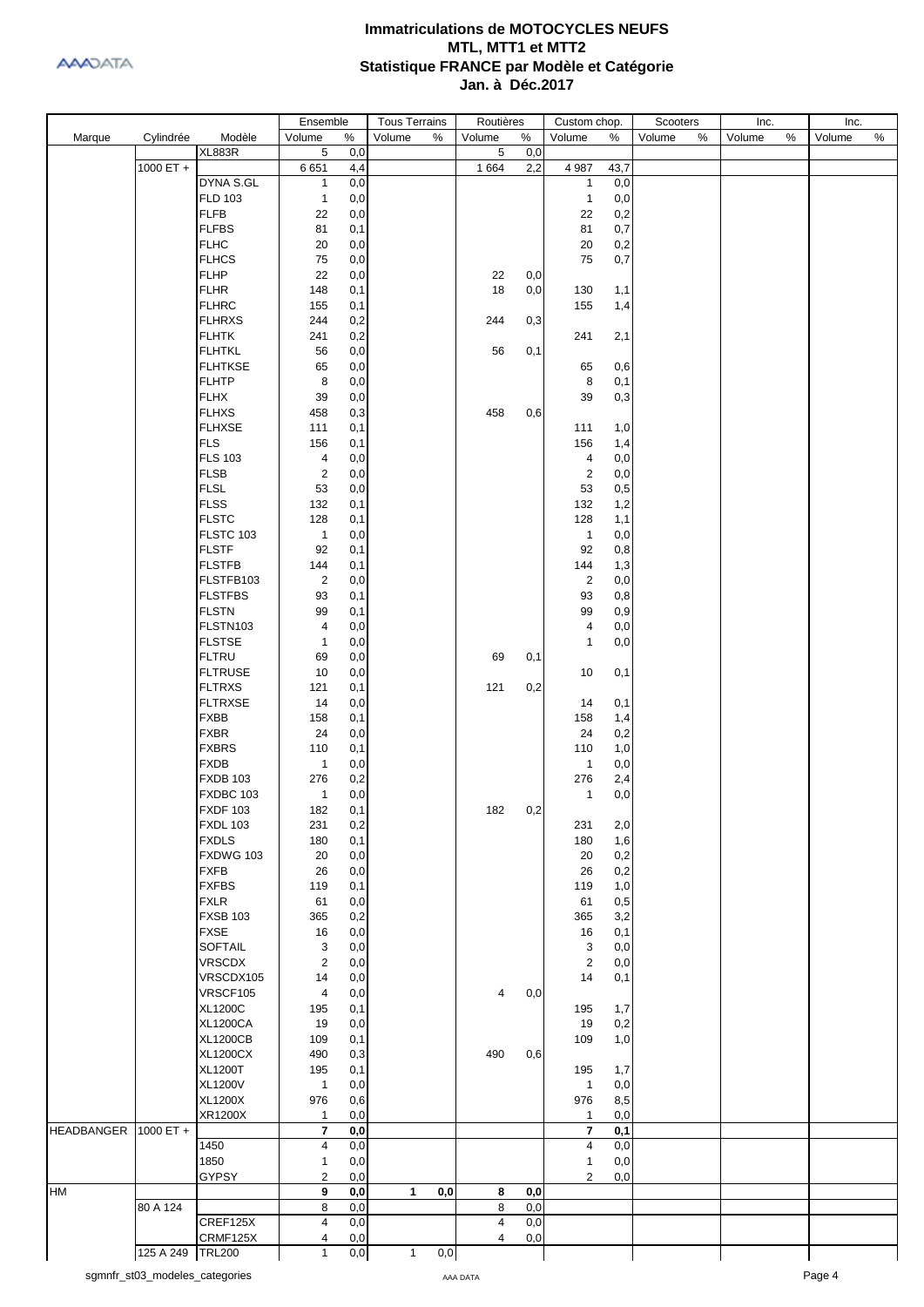# Immatriculations de MOTOCYCLES NEUFS
## MTL, MTT1 et MTT2
## Statistique FRANCE par Modèle et Catégorie
## Jan. à Déc.2017

| Marque | Cylindrée | Modèle | Ensemble | | Tous Terrains | | Routières | | Custom chop. | | Scooters | | Inc. | | Inc. | |
|---|---|---|---|---|---|---|---|---|---|---|---|---|---|---|---|---|
| | | | Volume | % | Volume | % | Volume | % | Volume | % | Volume | % | Volume | % | Volume | % |
| | | XL883R | 5 | 0,0 | | | 5 | 0,0 | | | | | | | | |
| | 1000 ET + | | 6 651 | 4,4 | | | 1 664 | 2,2 | 4 987 | 43,7 | | | | | | |
| | | DYNA S.GL | 1 | 0,0 | | | | | 1 | 0,0 | | | | | | |
| | | FLD 103 | 1 | 0,0 | | | | | 1 | 0,0 | | | | | | |
| | | FLFB | 22 | 0,0 | | | | | 22 | 0,2 | | | | | | |
| | | FLFBS | 81 | 0,1 | | | | | 81 | 0,7 | | | | | | |
| | | FLHC | 20 | 0,0 | | | | | 20 | 0,2 | | | | | | |
| | | FLHCS | 75 | 0,0 | | | | | 75 | 0,7 | | | | | | |
| | | FLHP | 22 | 0,0 | | | 22 | 0,0 | | | | | | | | |
| | | FLHR | 148 | 0,1 | | | 18 | 0,0 | 130 | 1,1 | | | | | | |
| | | FLHRC | 155 | 0,1 | | | | | 155 | 1,4 | | | | | | |
| | | FLHRXS | 244 | 0,2 | | | 244 | 0,3 | | | | | | | | |
| | | FLHTK | 241 | 0,2 | | | | | 241 | 2,1 | | | | | | |
| | | FLHTKL | 56 | 0,0 | | | 56 | 0,1 | | | | | | | | |
| | | FLHTKSE | 65 | 0,0 | | | | | 65 | 0,6 | | | | | | |
| | | FLHTP | 8 | 0,0 | | | | | 8 | 0,1 | | | | | | |
| | | FLHX | 39 | 0,0 | | | | | 39 | 0,3 | | | | | | |
| | | FLHXS | 458 | 0,3 | | | 458 | 0,6 | | | | | | | | |
| | | FLHXSE | 111 | 0,1 | | | | | 111 | 1,0 | | | | | | |
| | | FLS | 156 | 0,1 | | | | | 156 | 1,4 | | | | | | |
| | | FLS 103 | 4 | 0,0 | | | | | 4 | 0,0 | | | | | | |
| | | FLSB | 2 | 0,0 | | | | | 2 | 0,0 | | | | | | |
| | | FLSL | 53 | 0,0 | | | | | 53 | 0,5 | | | | | | |
| | | FLSS | 132 | 0,1 | | | | | 132 | 1,2 | | | | | | |
| | | FLSTC | 128 | 0,1 | | | | | 128 | 1,1 | | | | | | |
| | | FLSTC 103 | 1 | 0,0 | | | | | 1 | 0,0 | | | | | | |
| | | FLSTF | 92 | 0,1 | | | | | 92 | 0,8 | | | | | | |
| | | FLSTFB | 144 | 0,1 | | | | | 144 | 1,3 | | | | | | |
| | | FLSTFB103 | 2 | 0,0 | | | | | 2 | 0,0 | | | | | | |
| | | FLSTFBS | 93 | 0,1 | | | | | 93 | 0,8 | | | | | | |
| | | FLSTN | 99 | 0,1 | | | | | 99 | 0,9 | | | | | | |
| | | FLSTN103 | 4 | 0,0 | | | | | 4 | 0,0 | | | | | | |
| | | FLSTSE | 1 | 0,0 | | | | | 1 | 0,0 | | | | | | |
| | | FLTRU | 69 | 0,0 | | | 69 | 0,1 | | | | | | | | |
| | | FLTRUSE | 10 | 0,0 | | | | | 10 | 0,1 | | | | | | |
| | | FLTRXS | 121 | 0,1 | | | 121 | 0,2 | | | | | | | | |
| | | FLTRXSE | 14 | 0,0 | | | | | 14 | 0,1 | | | | | | |
| | | FXBB | 158 | 0,1 | | | | | 158 | 1,4 | | | | | | |
| | | FXBR | 24 | 0,0 | | | | | 24 | 0,2 | | | | | | |
| | | FXBRS | 110 | 0,1 | | | | | 110 | 1,0 | | | | | | |
| | | FXDB | 1 | 0,0 | | | | | 1 | 0,0 | | | | | | |
| | | FXDB 103 | 276 | 0,2 | | | | | 276 | 2,4 | | | | | | |
| | | FXDBC 103 | 1 | 0,0 | | | | | 1 | 0,0 | | | | | | |
| | | FXDF 103 | 182 | 0,1 | | | 182 | 0,2 | | | | | | | | |
| | | FXDL 103 | 231 | 0,2 | | | | | 231 | 2,0 | | | | | | |
| | | FXDLS | 180 | 0,1 | | | | | 180 | 1,6 | | | | | | |
| | | FXDWG 103 | 20 | 0,0 | | | | | 20 | 0,2 | | | | | | |
| | | FXFB | 26 | 0,0 | | | | | 26 | 0,2 | | | | | | |
| | | FXFBS | 119 | 0,1 | | | | | 119 | 1,0 | | | | | | |
| | | FXLR | 61 | 0,0 | | | | | 61 | 0,5 | | | | | | |
| | | FXSB 103 | 365 | 0,2 | | | | | 365 | 3,2 | | | | | | |
| | | FXSE | 16 | 0,0 | | | | | 16 | 0,1 | | | | | | |
| | | SOFTAIL | 3 | 0,0 | | | | | 3 | 0,0 | | | | | | |
| | | VRSCDX | 2 | 0,0 | | | | | 2 | 0,0 | | | | | | |
| | | VRSCDX105 | 14 | 0,0 | | | | | 14 | 0,1 | | | | | | |
| | | VRSCF105 | 4 | 0,0 | | | 4 | 0,0 | | | | | | | | |
| | | XL1200C | 195 | 0,1 | | | | | 195 | 1,7 | | | | | | |
| | | XL1200CA | 19 | 0,0 | | | | | 19 | 0,2 | | | | | | |
| | | XL1200CB | 109 | 0,1 | | | | | 109 | 1,0 | | | | | | |
| | | XL1200CX | 490 | 0,3 | | | 490 | 0,6 | | | | | | | | |
| | | XL1200T | 195 | 0,1 | | | | | 195 | 1,7 | | | | | | |
| | | XL1200V | 1 | 0,0 | | | | | 1 | 0,0 | | | | | | |
| | | XL1200X | 976 | 0,6 | | | | | 976 | 8,5 | | | | | | |
| | | XR1200X | 1 | 0,0 | | | | | 1 | 0,0 | | | | | | |
| HEADBANGER | 1000 ET + | | **7** | **0,0** | | | | | **7** | **0,1** | | | | | | |
| | | 1450 | 4 | 0,0 | | | | | 4 | 0,0 | | | | | | |
| | | 1850 | 1 | 0,0 | | | | | 1 | 0,0 | | | | | | |
| | | GYPSY | 2 | 0,0 | | | | | 2 | 0,0 | | | | | | |
| HM | | | **9** | **0,0** | **1** | **0,0** | **8** | **0,0** | | | | | | | | |
| | 80 A 124 | | 8 | 0,0 | | | 8 | 0,0 | | | | | | | | |
| | | CREF125X | 4 | 0,0 | | | 4 | 0,0 | | | | | | | | |
| | | CRMF125X | 4 | 0,0 | | | 4 | 0,0 | | | | | | | | |
| | 125 A 249 | TRL200 | 1 | 0,0 | 1 | 0,0 | | | | | | | | | | |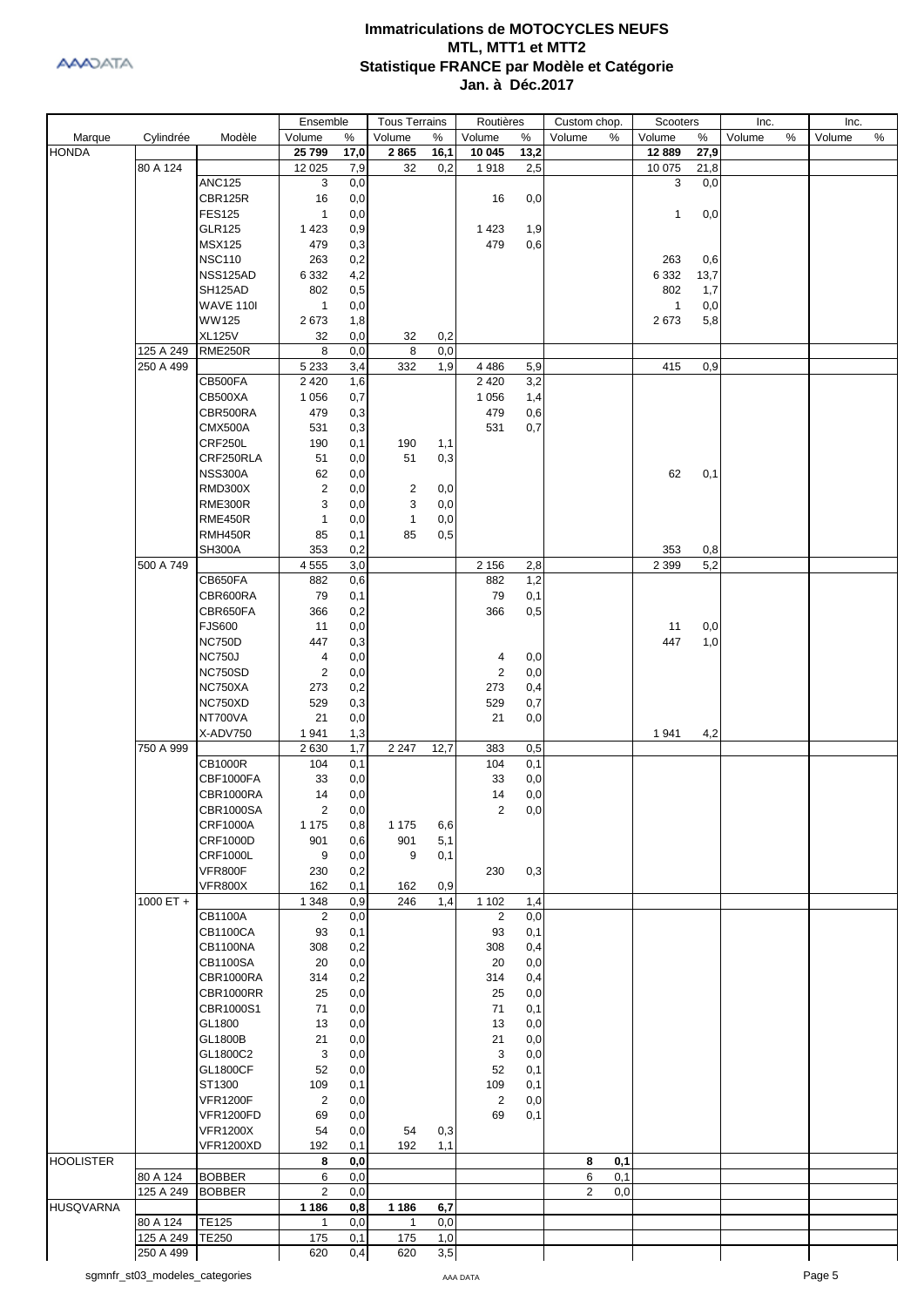# Immatriculations de MOTOCYCLES NEUFS
## MTL, MTT1 et MTT2
## Statistique FRANCE par Modèle et Catégorie
## Jan. à Déc.2017

| | | | Ensemble | | Tous Terrains | | Routières | | Custom chop. | | Scooters | | Inc. | | Inc. | |
|---|---|---|---|---|---|---|---|---|---|---|---|---|---|---|---|---|
| Marque | Cylindrée | Modèle | Volume | % | Volume | % | Volume | % | Volume | % | Volume | % | Volume | % | Volume | % |
| HONDA | | | **25 799** | **17,0** | **2 865** | **16,1** | **10 045** | **13,2** | | | **12 889** | **27,9** | | | | |
| | 80 A 124 | | 12 025 | 7,9 | 32 | 0,2 | 1 918 | 2,5 | | | 10 075 | 21,8 | | | | |
| | | ANC125 | 3 | 0,0 | | | | | | | 3 | 0,0 | | | | |
| | | CBR125R | 16 | 0,0 | | | 16 | 0,0 | | | | | | | | |
| | | FES125 | 1 | 0,0 | | | | | | | 1 | 0,0 | | | | |
| | | GLR125 | 1 423 | 0,9 | | | 1 423 | 1,9 | | | | | | | | |
| | | MSX125 | 479 | 0,3 | | | 479 | 0,6 | | | | | | | | |
| | | NSC110 | 263 | 0,2 | | | | | | | 263 | 0,6 | | | | |
| | | NSS125AD | 6 332 | 4,2 | | | | | | | 6 332 | 13,7 | | | | |
| | | SH125AD | 802 | 0,5 | | | | | | | 802 | 1,7 | | | | |
| | | WAVE 110I | 1 | 0,0 | | | | | | | 1 | 0,0 | | | | |
| | | WW125 | 2 673 | 1,8 | | | | | | | 2 673 | 5,8 | | | | |
| | | XL125V | 32 | 0,0 | 32 | 0,2 | | | | | | | | | | |
| | 125 A 249 | RME250R | 8 | 0,0 | 8 | 0,0 | | | | | | | | | | |
| | 250 A 499 | | 5 233 | 3,4 | 332 | 1,9 | 4 486 | 5,9 | | | 415 | 0,9 | | | | |
| | | CB500FA | 2 420 | 1,6 | | | 2 420 | 3,2 | | | | | | | | |
| | | CB500XA | 1 056 | 0,7 | | | 1 056 | 1,4 | | | | | | | | |
| | | CBR500RA | 479 | 0,3 | | | 479 | 0,6 | | | | | | | | |
| | | CMX500A | 531 | 0,3 | | | 531 | 0,7 | | | | | | | | |
| | | CRF250L | 190 | 0,1 | 190 | 1,1 | | | | | | | | | | |
| | | CRF250RLA | 51 | 0,0 | 51 | 0,3 | | | | | | | | | | |
| | | NSS300A | 62 | 0,0 | | | | | | | 62 | 0,1 | | | | |
| | | RMD300X | 2 | 0,0 | 2 | 0,0 | | | | | | | | | | |
| | | RME300R | 3 | 0,0 | 3 | 0,0 | | | | | | | | | | |
| | | RME450R | 1 | 0,0 | 1 | 0,0 | | | | | | | | | | |
| | | RMH450R | 85 | 0,1 | 85 | 0,5 | | | | | | | | | | |
| | | SH300A | 353 | 0,2 | | | | | | | 353 | 0,8 | | | | |
| | 500 A 749 | | 4 555 | 3,0 | | | 2 156 | 2,8 | | | 2 399 | 5,2 | | | | |
| | | CB650FA | 882 | 0,6 | | | 882 | 1,2 | | | | | | | | |
| | | CBR600RA | 79 | 0,1 | | | 79 | 0,1 | | | | | | | | |
| | | CBR650FA | 366 | 0,2 | | | 366 | 0,5 | | | | | | | | |
| | | FJS600 | 11 | 0,0 | | | | | | | 11 | 0,0 | | | | |
| | | NC750D | 447 | 0,3 | | | | | | | 447 | 1,0 | | | | |
| | | NC750J | 4 | 0,0 | | | 4 | 0,0 | | | | | | | | |
| | | NC750SD | 2 | 0,0 | | | 2 | 0,0 | | | | | | | | |
| | | NC750XA | 273 | 0,2 | | | 273 | 0,4 | | | | | | | | |
| | | NC750XD | 529 | 0,3 | | | 529 | 0,7 | | | | | | | | |
| | | NT700VA | 21 | 0,0 | | | 21 | 0,0 | | | | | | | | |
| | | X-ADV750 | 1 941 | 1,3 | | | | | | | 1 941 | 4,2 | | | | |
| | 750 A 999 | | 2 630 | 1,7 | 2 247 | 12,7 | 383 | 0,5 | | | | | | | | |
| | | CB1000R | 104 | 0,1 | | | 104 | 0,1 | | | | | | | | |
| | | CBF1000FA | 33 | 0,0 | | | 33 | 0,0 | | | | | | | | |
| | | CBR1000RA | 14 | 0,0 | | | 14 | 0,0 | | | | | | | | |
| | | CBR1000SA | 2 | 0,0 | | | 2 | 0,0 | | | | | | | | |
| | | CRF1000A | 1 175 | 0,8 | 1 175 | 6,6 | | | | | | | | | | |
| | | CRF1000D | 901 | 0,6 | 901 | 5,1 | | | | | | | | | | |
| | | CRF1000L | 9 | 0,0 | 9 | 0,1 | | | | | | | | | | |
| | | VFR800F | 230 | 0,2 | | | 230 | 0,3 | | | | | | | | |
| | | VFR800X | 162 | 0,1 | 162 | 0,9 | | | | | | | | | | |
| | 1000 ET + | | 1 348 | 0,9 | 246 | 1,4 | 1 102 | 1,4 | | | | | | | | |
| | | CB1100A | 2 | 0,0 | | | 2 | 0,0 | | | | | | | | |
| | | CB1100CA | 93 | 0,1 | | | 93 | 0,1 | | | | | | | | |
| | | CB1100NA | 308 | 0,2 | | | 308 | 0,4 | | | | | | | | |
| | | CB1100SA | 20 | 0,0 | | | 20 | 0,0 | | | | | | | | |
| | | CBR1000RA | 314 | 0,2 | | | 314 | 0,4 | | | | | | | | |
| | | CBR1000RR | 25 | 0,0 | | | 25 | 0,0 | | | | | | | | |
| | | CBR1000S1 | 71 | 0,0 | | | 71 | 0,1 | | | | | | | | |
| | | GL1800 | 13 | 0,0 | | | 13 | 0,0 | | | | | | | | |
| | | GL1800B | 21 | 0,0 | | | 21 | 0,0 | | | | | | | | |
| | | GL1800C2 | 3 | 0,0 | | | 3 | 0,0 | | | | | | | | |
| | | GL1800CF | 52 | 0,0 | | | 52 | 0,1 | | | | | | | | |
| | | ST1300 | 109 | 0,1 | | | 109 | 0,1 | | | | | | | | |
| | | VFR1200F | 2 | 0,0 | | | 2 | 0,0 | | | | | | | | |
| | | VFR1200FD | 69 | 0,0 | | | 69 | 0,1 | | | | | | | | |
| | | VFR1200X | 54 | 0,0 | 54 | 0,3 | | | | | | | | | | |
| | | VFR1200XD | 192 | 0,1 | 192 | 1,1 | | | | | | | | | | |
| HOOLISTER | | | **8** | **0,0** | | | | | **8** | **0,1** | | | | | | |
| | 80 A 124 | BOBBER | 6 | 0,0 | | | | | 6 | 0,1 | | | | | | |
| | 125 A 249 | BOBBER | 2 | 0,0 | | | | | 2 | 0,0 | | | | | | |
| HUSQVARNA | | | **1 186** | **0,8** | **1 186** | **6,7** | | | | | | | | | | |
| | 80 A 124 | TE125 | 1 | 0,0 | 1 | 0,0 | | | | | | | | | | |
| | 125 A 249 | TE250 | 175 | 0,1 | 175 | 1,0 | | | | | | | | | | |
| | 250 A 499 | | 620 | 0,4 | 620 | 3,5 | | | | | | | | | | |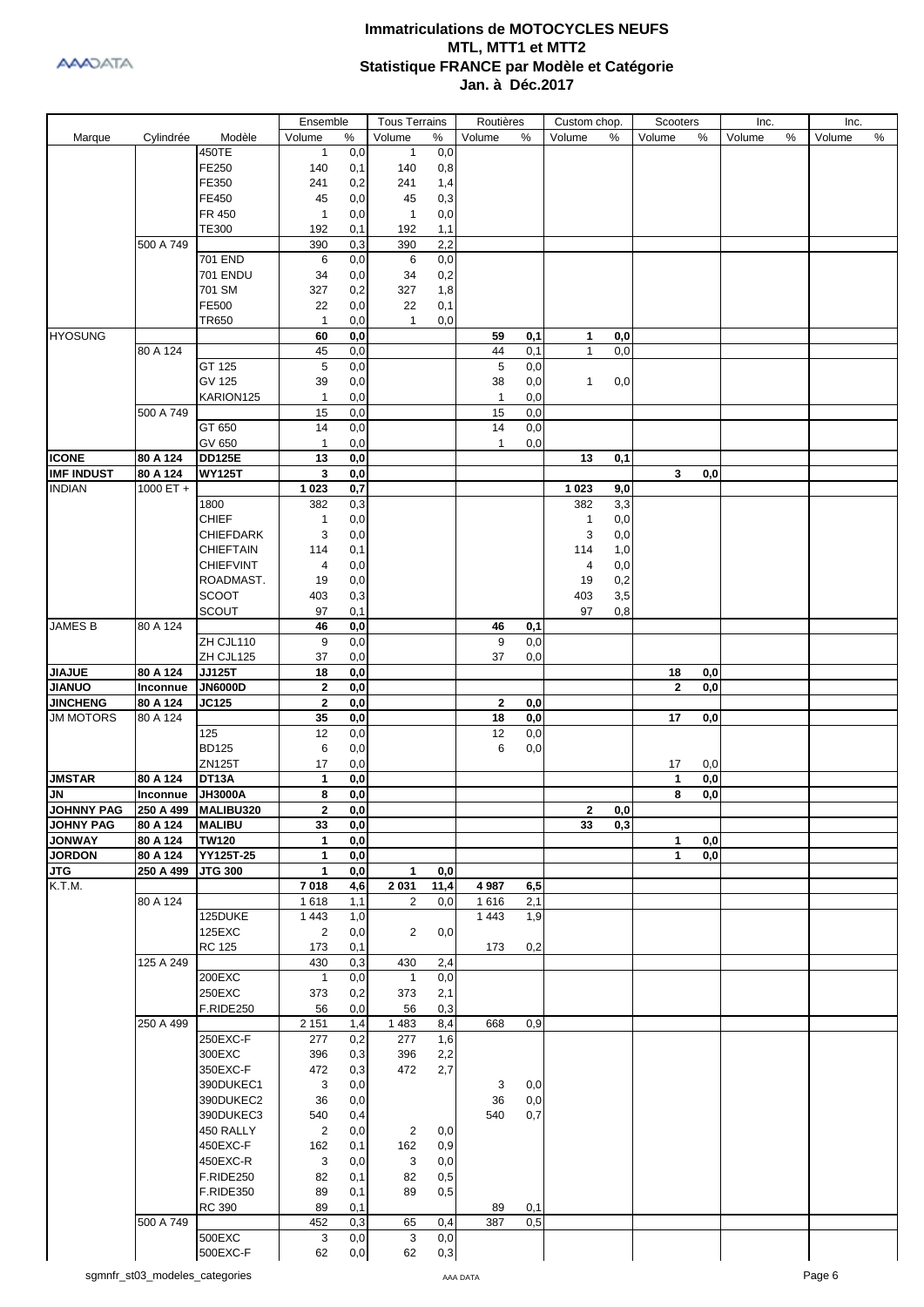# Immatriculations de MOTOCYCLES NEUFS
## MTL, MTT1 et MTT2
## Statistique FRANCE par Modèle et Catégorie
## Jan. à Déc.2017

| Marque | Cylindrée | Modèle | Ensemble | | Tous Terrains | | Routières | | Custom chop. | | Scooters | | Inc. | | Inc. | |
|---|---|---|---|---|---|---|---|---|---|---|---|---|---|---|---|---|
| | | | Volume | % | Volume | % | Volume | % | Volume | % | Volume | % | Volume | % | Volume | % |
| | | 450TE | 1 | 0,0 | 1 | 0,0 | | | | | | | | | | |
| | | FE250 | 140 | 0,1 | 140 | 0,8 | | | | | | | | | | |
| | | FE350 | 241 | 0,2 | 241 | 1,4 | | | | | | | | | | |
| | | FE450 | 45 | 0,0 | 45 | 0,3 | | | | | | | | | | |
| | | FR 450 | 1 | 0,0 | 1 | 0,0 | | | | | | | | | | |
| | | TE300 | 192 | 0,1 | 192 | 1,1 | | | | | | | | | | |
| | 500 A 749 | | 390 | 0,3 | 390 | 2,2 | | | | | | | | | | |
| | | 701 END | 6 | 0,0 | 6 | 0,0 | | | | | | | | | | |
| | | 701 ENDU | 34 | 0,0 | 34 | 0,2 | | | | | | | | | | |
| | | 701 SM | 327 | 0,2 | 327 | 1,8 | | | | | | | | | | |
| | | FE500 | 22 | 0,0 | 22 | 0,1 | | | | | | | | | | |
| | | TR650 | 1 | 0,0 | 1 | 0,0 | | | | | | | | | | |
| HYOSUNG | | | **60** | **0,0** | | | **59** | **0,1** | **1** | **0,0** | | | | | | |
| | 80 A 124 | | 45 | 0,0 | | | 44 | 0,1 | 1 | 0,0 | | | | | | |
| | | GT 125 | 5 | 0,0 | | | 5 | 0,0 | | | | | | | | |
| | | GV 125 | 39 | 0,0 | | | 38 | 0,0 | 1 | 0,0 | | | | | | |
| | | KARION125 | 1 | 0,0 | | | 1 | 0,0 | | | | | | | | |
| | 500 A 749 | | 15 | 0,0 | | | 15 | 0,0 | | | | | | | | |
| | | GT 650 | 14 | 0,0 | | | 14 | 0,0 | | | | | | | | |
| | | GV 650 | 1 | 0,0 | | | 1 | 0,0 | | | | | | | | |
| **ICONE** | **80 A 124** | **DD125E** | **13** | **0,0** | | | | | **13** | **0,1** | | | | | | |
| **IMF INDUST** | **80 A 124** | **WY125T** | **3** | **0,0** | | | | | | | **3** | **0,0** | | | | |
| INDIAN | 1000 ET + | | **1 023** | **0,7** | | | | | **1 023** | **9,0** | | | | | | |
| | | 1800 | 382 | 0,3 | | | | | 382 | 3,3 | | | | | | |
| | | CHIEF | 1 | 0,0 | | | | | 1 | 0,0 | | | | | | |
| | | CHIEFDARK | 3 | 0,0 | | | | | 3 | 0,0 | | | | | | |
| | | CHIEFTAIN | 114 | 0,1 | | | | | 114 | 1,0 | | | | | | |
| | | CHIEFVINT | 4 | 0,0 | | | | | 4 | 0,0 | | | | | | |
| | | ROADMAST. | 19 | 0,0 | | | | | 19 | 0,2 | | | | | | |
| | | SCOOT | 403 | 0,3 | | | | | 403 | 3,5 | | | | | | |
| | | SCOUT | 97 | 0,1 | | | | | 97 | 0,8 | | | | | | |
| JAMES B | 80 A 124 | | **46** | **0,0** | | | **46** | **0,1** | | | | | | | | |
| | | ZH CJL110 | 9 | 0,0 | | | 9 | 0,0 | | | | | | | | |
| | | ZH CJL125 | 37 | 0,0 | | | 37 | 0,0 | | | | | | | | |
| **JIAJUE** | **80 A 124** | **JJ125T** | **18** | **0,0** | | | | | | | **18** | **0,0** | | | | |
| **JIANUO** | **Inconnue** | **JN6000D** | **2** | **0,0** | | | | | | | **2** | **0,0** | | | | |
| **JINCHENG** | **80 A 124** | **JC125** | **2** | **0,0** | | | **2** | **0,0** | | | | | | | | |
| JM MOTORS | 80 A 124 | | **35** | **0,0** | | | **18** | **0,0** | | | **17** | **0,0** | | | | |
| | | 125 | 12 | 0,0 | | | 12 | 0,0 | | | | | | | | |
| | | BD125 | 6 | 0,0 | | | 6 | 0,0 | | | | | | | | |
| | | ZN125T | 17 | 0,0 | | | | | | | 17 | 0,0 | | | | |
| **JMSTAR** | **80 A 124** | **DT13A** | **1** | **0,0** | | | | | | | **1** | **0,0** | | | | |
| **JN** | **Inconnue** | **JH3000A** | **8** | **0,0** | | | | | | | **8** | **0,0** | | | | |
| **JOHNNY PAG** | **250 A 499** | **MALIBU320** | **2** | **0,0** | | | | | **2** | **0,0** | | | | | | |
| **JOHNY PAG** | **80 A 124** | **MALIBU** | **33** | **0,0** | | | | | **33** | **0,3** | | | | | | |
| **JONWAY** | **80 A 124** | **TW120** | **1** | **0,0** | | | | | | | **1** | **0,0** | | | | |
| **JORDON** | **80 A 124** | **YY125T-25** | **1** | **0,0** | | | | | | | **1** | **0,0** | | | | |
| **JTG** | **250 A 499** | **JTG 300** | **1** | **0,0** | **1** | **0,0** | | | | | | | | | | |
| K.T.M. | | | **7 018** | **4,6** | **2 031** | **11,4** | **4 987** | **6,5** | | | | | | | | |
| | 80 A 124 | | 1 618 | 1,1 | 2 | 0,0 | 1 616 | 2,1 | | | | | | | | |
| | | 125DUKE | 1 443 | 1,0 | | | 1 443 | 1,9 | | | | | | | | |
| | | 125EXC | 2 | 0,0 | 2 | 0,0 | | | | | | | | | | |
| | | RC 125 | 173 | 0,1 | | | 173 | 0,2 | | | | | | | | |
| | 125 A 249 | | 430 | 0,3 | 430 | 2,4 | | | | | | | | | | |
| | | 200EXC | 1 | 0,0 | 1 | 0,0 | | | | | | | | | | |
| | | 250EXC | 373 | 0,2 | 373 | 2,1 | | | | | | | | | | |
| | | F.RIDE250 | 56 | 0,0 | 56 | 0,3 | | | | | | | | | | |
| | 250 A 499 | | 2 151 | 1,4 | 1 483 | 8,4 | 668 | 0,9 | | | | | | | | |
| | | 250EXC-F | 277 | 0,2 | 277 | 1,6 | | | | | | | | | | |
| | | 300EXC | 396 | 0,3 | 396 | 2,2 | | | | | | | | | | |
| | | 350EXC-F | 472 | 0,3 | 472 | 2,7 | | | | | | | | | | |
| | | 390DUKEC1 | 3 | 0,0 | | | 3 | 0,0 | | | | | | | | |
| | | 390DUKEC2 | 36 | 0,0 | | | 36 | 0,0 | | | | | | | | |
| | | 390DUKEC3 | 540 | 0,4 | | | 540 | 0,7 | | | | | | | | |
| | | 450 RALLY | 2 | 0,0 | 2 | 0,0 | | | | | | | | | | |
| | | 450EXC-F | 162 | 0,1 | 162 | 0,9 | | | | | | | | | | |
| | | 450EXC-R | 3 | 0,0 | 3 | 0,0 | | | | | | | | | | |
| | | F.RIDE250 | 82 | 0,1 | 82 | 0,5 | | | | | | | | | | |
| | | F.RIDE350 | 89 | 0,1 | 89 | 0,5 | | | | | | | | | | |
| | | RC 390 | 89 | 0,1 | | | 89 | 0,1 | | | | | | | | |
| | 500 A 749 | | 452 | 0,3 | 65 | 0,4 | 387 | 0,5 | | | | | | | | |
| | | 500EXC | 3 | 0,0 | 3 | 0,0 | | | | | | | | | | |
| | | 500EXC-F | 62 | 0,0 | 62 | 0,3 | | | | | | | | | | |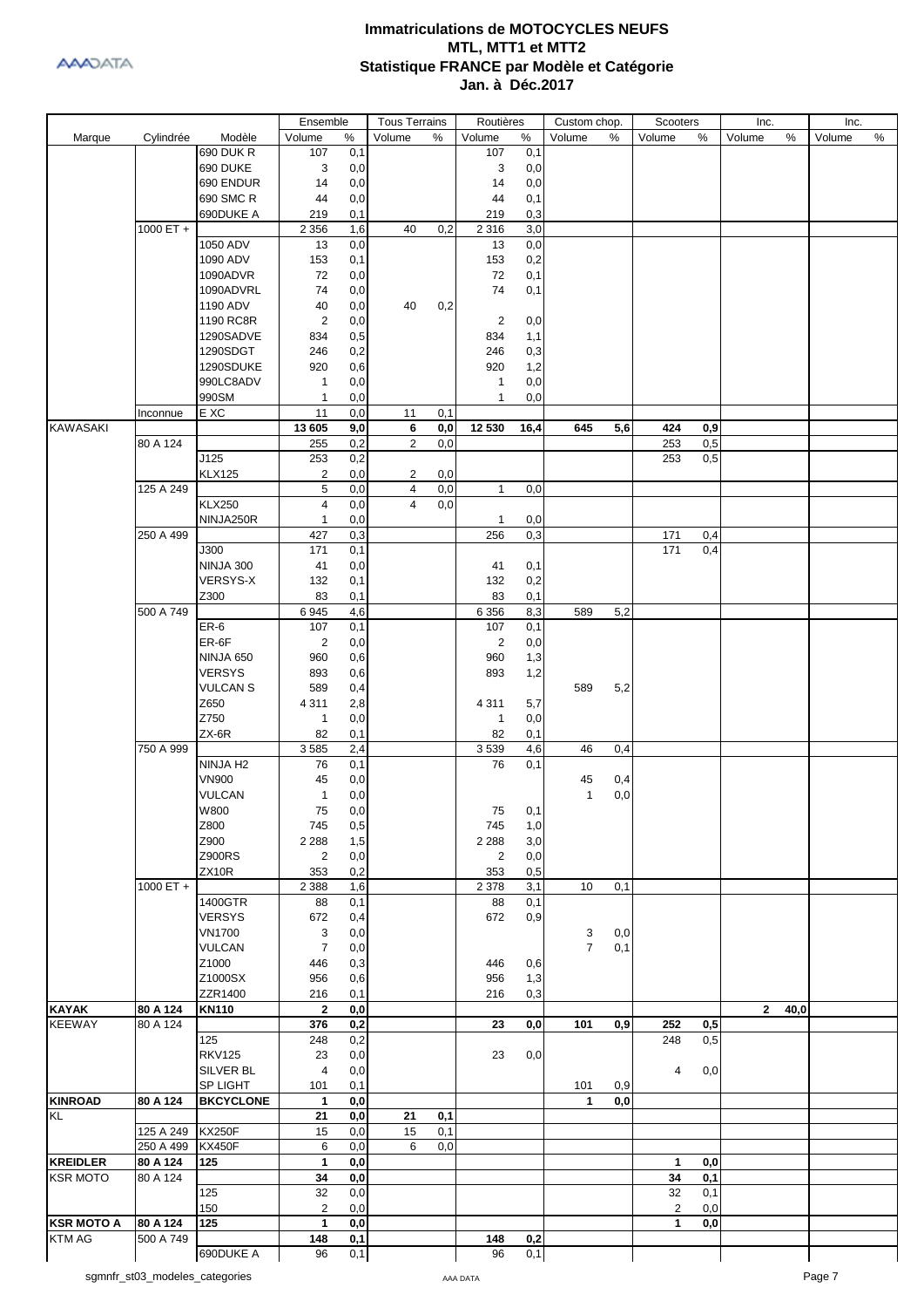# Immatriculations de MOTOCYCLES NEUFS
## MTL, MTT1 et MTT2
## Statistique FRANCE par Modèle et Catégorie
## Jan. à Déc.2017

| Marque | Cylindrée | Modèle | Ensemble | | Tous Terrains | | Routières | | Custom chop. | | Scooters | | Inc. | | Inc. | |
|---|---|---|---|---|---|---|---|---|---|---|---|---|---|---|---|---|
| | | | Volume | % | Volume | % | Volume | % | Volume | % | Volume | % | Volume | % | Volume | % |
| | | 690 DUK R | 107 | 0,1 | | | 107 | 0,1 | | | | | | | | |
| | | 690 DUKE | 3 | 0,0 | | | 3 | 0,0 | | | | | | | | |
| | | 690 ENDUR | 14 | 0,0 | | | 14 | 0,0 | | | | | | | | |
| | | 690 SMC R | 44 | 0,0 | | | 44 | 0,1 | | | | | | | | |
| | | 690DUKE A | 219 | 0,1 | | | 219 | 0,3 | | | | | | | | |
| | 1000 ET + | | 2 356 | 1,6 | 40 | 0,2 | 2 316 | 3,0 | | | | | | | | |
| | | 1050 ADV | 13 | 0,0 | | | 13 | 0,0 | | | | | | | | |
| | | 1090 ADV | 153 | 0,1 | | | 153 | 0,2 | | | | | | | | |
| | | 1090ADVR | 72 | 0,0 | | | 72 | 0,1 | | | | | | | | |
| | | 1090ADVRL | 74 | 0,0 | | | 74 | 0,1 | | | | | | | | |
| | | 1190 ADV | 40 | 0,0 | 40 | 0,2 | | | | | | | | | | |
| | | 1190 RC8R | 2 | 0,0 | | | 2 | 0,0 | | | | | | | | |
| | | 1290SADVE | 834 | 0,5 | | | 834 | 1,1 | | | | | | | | |
| | | 1290SDGT | 246 | 0,2 | | | 246 | 0,3 | | | | | | | | |
| | | 1290SDUKE | 920 | 0,6 | | | 920 | 1,2 | | | | | | | | |
| | | 990LC8ADV | 1 | 0,0 | | | 1 | 0,0 | | | | | | | | |
| | | 990SM | 1 | 0,0 | | | 1 | 0,0 | | | | | | | | |
| | Inconnue | E XC | 11 | 0,0 | 11 | 0,1 | | | | | | | | | | |
| KAWASAKI | | | **13 605** | **9,0** | **6** | **0,0** | **12 530** | **16,4** | **645** | **5,6** | **424** | **0,9** | | | | |
| | 80 A 124 | | 255 | 0,2 | 2 | 0,0 | | | | | 253 | 0,5 | | | | |
| | | J125 | 253 | 0,2 | | | | | | | 253 | 0,5 | | | | |
| | | KLX125 | 2 | 0,0 | 2 | 0,0 | | | | | | | | | | |
| | 125 A 249 | | 5 | 0,0 | 4 | 0,0 | 1 | 0,0 | | | | | | | | |
| | | KLX250 | 4 | 0,0 | 4 | 0,0 | | | | | | | | | | |
| | | NINJA250R | 1 | 0,0 | | | 1 | 0,0 | | | | | | | | |
| | 250 A 499 | | 427 | 0,3 | | | 256 | 0,3 | | | 171 | 0,4 | | | | |
| | | J300 | 171 | 0,1 | | | | | | | 171 | 0,4 | | | | |
| | | NINJA 300 | 41 | 0,0 | | | 41 | 0,1 | | | | | | | | |
| | | VERSYS-X | 132 | 0,1 | | | 132 | 0,2 | | | | | | | | |
| | | Z300 | 83 | 0,1 | | | 83 | 0,1 | | | | | | | | |
| | 500 A 749 | | 6 945 | 4,6 | | | 6 356 | 8,3 | 589 | 5,2 | | | | | | |
| | | ER-6 | 107 | 0,1 | | | 107 | 0,1 | | | | | | | | |
| | | ER-6F | 2 | 0,0 | | | 2 | 0,0 | | | | | | | | |
| | | NINJA 650 | 960 | 0,6 | | | 960 | 1,3 | | | | | | | | |
| | | VERSYS | 893 | 0,6 | | | 893 | 1,2 | | | | | | | | |
| | | VULCAN S | 589 | 0,4 | | | | | 589 | 5,2 | | | | | | |
| | | Z650 | 4 311 | 2,8 | | | 4 311 | 5,7 | | | | | | | | |
| | | Z750 | 1 | 0,0 | | | 1 | 0,0 | | | | | | | | |
| | | ZX-6R | 82 | 0,1 | | | 82 | 0,1 | | | | | | | | |
| | 750 A 999 | | 3 585 | 2,4 | | | 3 539 | 4,6 | 46 | 0,4 | | | | | | |
| | | NINJA H2 | 76 | 0,1 | | | 76 | 0,1 | | | | | | | | |
| | | VN900 | 45 | 0,0 | | | | | 45 | 0,4 | | | | | | |
| | | VULCAN | 1 | 0,0 | | | | | 1 | 0,0 | | | | | | |
| | | W800 | 75 | 0,0 | | | 75 | 0,1 | | | | | | | | |
| | | Z800 | 745 | 0,5 | | | 745 | 1,0 | | | | | | | | |
| | | Z900 | 2 288 | 1,5 | | | 2 288 | 3,0 | | | | | | | | |
| | | Z900RS | 2 | 0,0 | | | 2 | 0,0 | | | | | | | | |
| | | ZX10R | 353 | 0,2 | | | 353 | 0,5 | | | | | | | | |
| | 1000 ET + | | 2 388 | 1,6 | | | 2 378 | 3,1 | 10 | 0,1 | | | | | | |
| | | 1400GTR | 88 | 0,1 | | | 88 | 0,1 | | | | | | | | |
| | | VERSYS | 672 | 0,4 | | | 672 | 0,9 | | | | | | | | |
| | | VN1700 | 3 | 0,0 | | | | | 3 | 0,0 | | | | | | |
| | | VULCAN | 7 | 0,0 | | | | | 7 | 0,1 | | | | | | |
| | | Z1000 | 446 | 0,3 | | | 446 | 0,6 | | | | | | | | |
| | | Z1000SX | 956 | 0,6 | | | 956 | 1,3 | | | | | | | | |
| | | ZZR1400 | 216 | 0,1 | | | 216 | 0,3 | | | | | | | | |
| **KAYAK** | **80 A 124** | **KN110** | **2** | **0,0** | | | | | | | | | **2** | **40,0** | | |
| KEEWAY | 80 A 124 | | **376** | **0,2** | | | **23** | **0,0** | **101** | **0,9** | **252** | **0,5** | | | | |
| | | 125 | 248 | 0,2 | | | | | | | 248 | 0,5 | | | | |
| | | RKV125 | 23 | 0,0 | | | 23 | 0,0 | | | | | | | | |
| | | SILVER BL | 4 | 0,0 | | | | | | | 4 | 0,0 | | | | |
| | | SP LIGHT | 101 | 0,1 | | | | | 101 | 0,9 | | | | | | |
| **KINROAD** | **80 A 124** | **BKCYCLONE** | **1** | **0,0** | | | | | **1** | **0,0** | | | | | | |
| KL | | | **21** | **0,0** | **21** | **0,1** | | | | | | | | | | |
| | 125 A 249 | KX250F | 15 | 0,0 | 15 | 0,1 | | | | | | | | | | |
| | 250 A 499 | KX450F | 6 | 0,0 | 6 | 0,0 | | | | | | | | | | |
| **KREIDLER** | **80 A 124** | **125** | **1** | **0,0** | | | | | | | **1** | **0,0** | | | | |
| KSR MOTO | 80 A 124 | | **34** | **0,0** | | | | | | | **34** | **0,1** | | | | |
| | | 125 | 32 | 0,0 | | | | | | | 32 | 0,1 | | | | |
| | | 150 | 2 | 0,0 | | | | | | | 2 | 0,0 | | | | |
| **KSR MOTO A** | **80 A 124** | **125** | **1** | **0,0** | | | | | | | **1** | **0,0** | | | | |
| KTM AG | 500 A 749 | | **148** | **0,1** | | | **148** | **0,2** | | | | | | | | |
| | | 690DUKE A | 96 | 0,1 | | | 96 | 0,1 | | | | | | | | |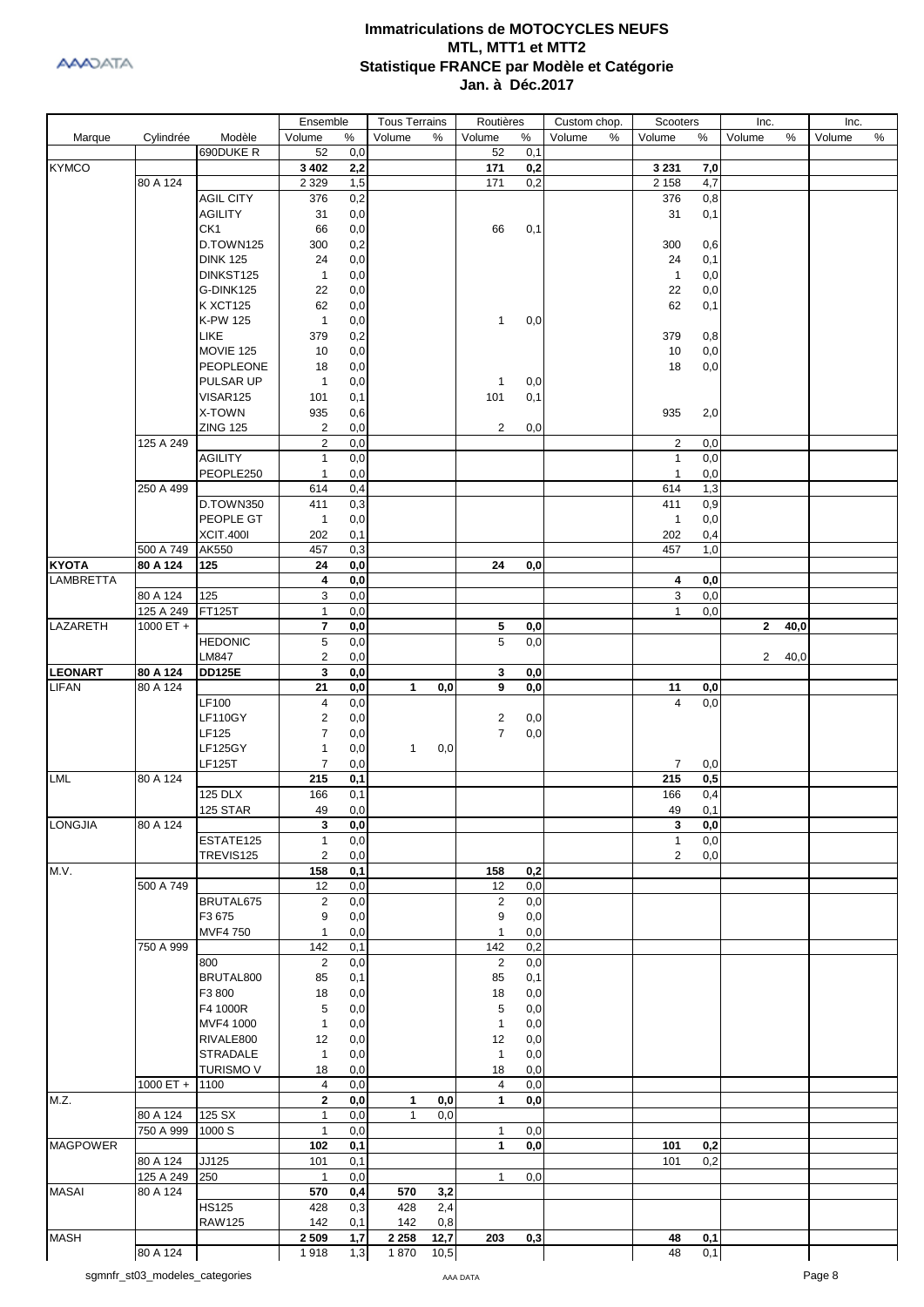# Immatriculations de MOTOCYCLES NEUFS
## MTL, MTT1 et MTT2
## Statistique FRANCE par Modèle et Catégorie
## Jan. à Déc.2017

| Marque | Cylindrée | Modèle | Ensemble | | Tous Terrains | | Routières | | Custom chop. | | Scooters | | Inc. | | Inc. | |
|---|---|---|---|---|---|---|---|---|---|---|---|---|---|---|---|---|
| | | | Volume | % | Volume | % | Volume | % | Volume | % | Volume | % | Volume | % | Volume | % |
| | | 690DUKE R | 52 | 0,0 | | | 52 | 0,1 | | | | | | | | |
| **KYMCO** | | | **3 402** | **2,2** | | | **171** | **0,2** | | | **3 231** | **7,0** | | | | |
| | 80 A 124 | | 2 329 | 1,5 | | | 171 | 0,2 | | | 2 158 | 4,7 | | | | |
| | | AGIL CITY | 376 | 0,2 | | | | | | | 376 | 0,8 | | | | |
| | | AGILITY | 31 | 0,0 | | | | | | | 31 | 0,1 | | | | |
| | | CK1 | 66 | 0,0 | | | 66 | 0,1 | | | | | | | | |
| | | D.TOWN125 | 300 | 0,2 | | | | | | | 300 | 0,6 | | | | |
| | | DINK 125 | 24 | 0,0 | | | | | | | 24 | 0,1 | | | | |
| | | DINKST125 | 1 | 0,0 | | | | | | | 1 | 0,0 | | | | |
| | | G-DINK125 | 22 | 0,0 | | | | | | | 22 | 0,0 | | | | |
| | | K XCT125 | 62 | 0,0 | | | | | | | 62 | 0,1 | | | | |
| | | K-PW 125 | 1 | 0,0 | | | 1 | 0,0 | | | | | | | | |
| | | LIKE | 379 | 0,2 | | | | | | | 379 | 0,8 | | | | |
| | | MOVIE 125 | 10 | 0,0 | | | | | | | 10 | 0,0 | | | | |
| | | PEOPLEONE | 18 | 0,0 | | | | | | | 18 | 0,0 | | | | |
| | | PULSAR UP | 1 | 0,0 | | | 1 | 0,0 | | | | | | | | |
| | | VISAR125 | 101 | 0,1 | | | 101 | 0,1 | | | | | | | | |
| | | X-TOWN | 935 | 0,6 | | | | | | | 935 | 2,0 | | | | |
| | | ZING 125 | 2 | 0,0 | | | 2 | 0,0 | | | | | | | | |
| | 125 A 249 | | 2 | 0,0 | | | | | | | 2 | 0,0 | | | | |
| | | AGILITY | 1 | 0,0 | | | | | | | 1 | 0,0 | | | | |
| | | PEOPLE250 | 1 | 0,0 | | | | | | | 1 | 0,0 | | | | |
| | 250 A 499 | | 614 | 0,4 | | | | | | | 614 | 1,3 | | | | |
| | | D.TOWN350 | 411 | 0,3 | | | | | | | 411 | 0,9 | | | | |
| | | PEOPLE GT | 1 | 0,0 | | | | | | | 1 | 0,0 | | | | |
| | | XCIT.400I | 202 | 0,1 | | | | | | | 202 | 0,4 | | | | |
| | 500 A 749 | AK550 | 457 | 0,3 | | | | | | | 457 | 1,0 | | | | |
| **KYOTA** | **80 A 124** | **125** | **24** | **0,0** | | | **24** | **0,0** | | | | | | | | |
| **LAMBRETTA** | | | **4** | **0,0** | | | | | | | **4** | **0,0** | | | | |
| | 80 A 124 | 125 | 3 | 0,0 | | | | | | | 3 | 0,0 | | | | |
| | 125 A 249 | FT125T | 1 | 0,0 | | | | | | | 1 | 0,0 | | | | |
| **LAZARETH** | 1000 ET + | | **7** | **0,0** | | | **5** | **0,0** | | | | | **2** | **40,0** | | |
| | | HEDONIC | 5 | 0,0 | | | 5 | 0,0 | | | | | | | | |
| | | LM847 | 2 | 0,0 | | | | | | | | | 2 | 40,0 | | |
| **LEONART** | **80 A 124** | **DD125E** | **3** | **0,0** | | | **3** | **0,0** | | | | | | | | |
| **LIFAN** | 80 A 124 | | **21** | **0,0** | **1** | **0,0** | **9** | **0,0** | | | **11** | **0,0** | | | | |
| | | LF100 | 4 | 0,0 | | | | | | | 4 | 0,0 | | | | |
| | | LF110GY | 2 | 0,0 | | | 2 | 0,0 | | | | | | | | |
| | | LF125 | 7 | 0,0 | | | 7 | 0,0 | | | | | | | | |
| | | LF125GY | 1 | 0,0 | 1 | 0,0 | | | | | | | | | | |
| | | LF125T | 7 | 0,0 | | | | | | | 7 | 0,0 | | | | |
| **LML** | 80 A 124 | | **215** | **0,1** | | | | | | | **215** | **0,5** | | | | |
| | | 125 DLX | 166 | 0,1 | | | | | | | 166 | 0,4 | | | | |
| | | 125 STAR | 49 | 0,0 | | | | | | | 49 | 0,1 | | | | |
| **LONGJIA** | 80 A 124 | | **3** | **0,0** | | | | | | | **3** | **0,0** | | | | |
| | | ESTATE125 | 1 | 0,0 | | | | | | | 1 | 0,0 | | | | |
| | | TREVIS125 | 2 | 0,0 | | | | | | | 2 | 0,0 | | | | |
| **M.V.** | | | **158** | **0,1** | | | **158** | **0,2** | | | | | | | | |
| | 500 A 749 | | 12 | 0,0 | | | 12 | 0,0 | | | | | | | | |
| | | BRUTAL675 | 2 | 0,0 | | | 2 | 0,0 | | | | | | | | |
| | | F3 675 | 9 | 0,0 | | | 9 | 0,0 | | | | | | | | |
| | | MVF4 750 | 1 | 0,0 | | | 1 | 0,0 | | | | | | | | |
| | 750 A 999 | | 142 | 0,1 | | | 142 | 0,2 | | | | | | | | |
| | | 800 | 2 | 0,0 | | | 2 | 0,0 | | | | | | | | |
| | | BRUTAL800 | 85 | 0,1 | | | 85 | 0,1 | | | | | | | | |
| | | F3 800 | 18 | 0,0 | | | 18 | 0,0 | | | | | | | | |
| | | F4 1000R | 5 | 0,0 | | | 5 | 0,0 | | | | | | | | |
| | | MVF4 1000 | 1 | 0,0 | | | 1 | 0,0 | | | | | | | | |
| | | RIVALE800 | 12 | 0,0 | | | 12 | 0,0 | | | | | | | | |
| | | STRADALE | 1 | 0,0 | | | 1 | 0,0 | | | | | | | | |
| | | TURISMO V | 18 | 0,0 | | | 18 | 0,0 | | | | | | | | |
| | 1000 ET + | 1100 | 4 | 0,0 | | | 4 | 0,0 | | | | | | | | |
| **M.Z.** | | | **2** | **0,0** | **1** | **0,0** | **1** | **0,0** | | | | | | | | |
| | 80 A 124 | 125 SX | 1 | 0,0 | 1 | 0,0 | | | | | | | | | | |
| | 750 A 999 | 1000 S | 1 | 0,0 | | | 1 | 0,0 | | | | | | | | |
| **MAGPOWER** | | | **102** | **0,1** | | | **1** | **0,0** | | | **101** | **0,2** | | | | |
| | 80 A 124 | JJ125 | 101 | 0,1 | | | | | | | 101 | 0,2 | | | | |
| | 125 A 249 | 250 | 1 | 0,0 | | | 1 | 0,0 | | | | | | | | |
| **MASAI** | 80 A 124 | | **570** | **0,4** | **570** | **3,2** | | | | | | | | | | |
| | | HS125 | 428 | 0,3 | 428 | 2,4 | | | | | | | | | | |
| | | RAW125 | 142 | 0,1 | 142 | 0,8 | | | | | | | | | | |
| **MASH** | | | **2 509** | **1,7** | **2 258** | **12,7** | **203** | **0,3** | | | **48** | **0,1** | | | | |
| | 80 A 124 | | 1 918 | 1,3 | 1 870 | 10,5 | | | | | 48 | 0,1 | | | | |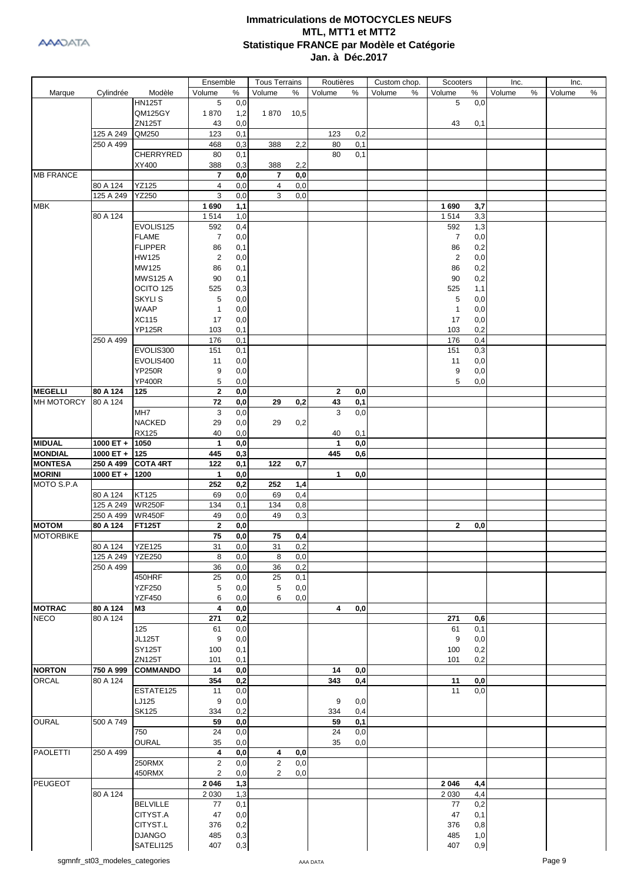# Immatriculations de MOTOCYCLES NEUFS
## MTL, MTT1 et MTT2
## Statistique FRANCE par Modèle et Catégorie
## Jan. à Déc.2017

| Marque | Cylindrée | Modèle | Ensemble | | Tous Terrains | | Routières | | Custom chop. | | Scooters | | Inc. | | Inc. | |
|---|---|---|---|---|---|---|---|---|---|---|---|---|---|---|---|---|
| | | | Volume | % | Volume | % | Volume | % | Volume | % | Volume | % | Volume | % | Volume | % |
| | | HN125T | 5 | 0,0 | | | | | | | 5 | 0,0 | | | | |
| | | QM125GY | 1 870 | 1,2 | 1 870 | 10,5 | | | | | | | | | | |
| | | ZN125T | 43 | 0,0 | | | | | | | 43 | 0,1 | | | | |
| | 125 A 249 | QM250 | 123 | 0,1 | | | 123 | 0,2 | | | | | | | | |
| | 250 A 499 | | 468 | 0,3 | 388 | 2,2 | 80 | 0,1 | | | | | | | | |
| | | CHERRYRED | 80 | 0,1 | | | 80 | 0,1 | | | | | | | | |
| | | XY400 | 388 | 0,3 | 388 | 2,2 | | | | | | | | | | |
| MB FRANCE | | | **7** | **0,0** | **7** | **0,0** | | | | | | | | | | |
| | 80 A 124 | YZ125 | 4 | 0,0 | 4 | 0,0 | | | | | | | | | | |
| | 125 A 249 | YZ250 | 3 | 0,0 | 3 | 0,0 | | | | | | | | | | |
| MBK | | | **1 690** | **1,1** | | | | | | | **1 690** | **3,7** | | | | |
| | 80 A 124 | | 1 514 | 1,0 | | | | | | | 1 514 | 3,3 | | | | |
| | | EVOLIS125 | 592 | 0,4 | | | | | | | 592 | 1,3 | | | | |
| | | FLAME | 7 | 0,0 | | | | | | | 7 | 0,0 | | | | |
| | | FLIPPER | 86 | 0,1 | | | | | | | 86 | 0,2 | | | | |
| | | HW125 | 2 | 0,0 | | | | | | | 2 | 0,0 | | | | |
| | | MW125 | 86 | 0,1 | | | | | | | 86 | 0,2 | | | | |
| | | MWS125 A | 90 | 0,1 | | | | | | | 90 | 0,2 | | | | |
| | | OCITO 125 | 525 | 0,3 | | | | | | | 525 | 1,1 | | | | |
| | | SKYLI S | 5 | 0,0 | | | | | | | 5 | 0,0 | | | | |
| | | WAAP | 1 | 0,0 | | | | | | | 1 | 0,0 | | | | |
| | | XC115 | 17 | 0,0 | | | | | | | 17 | 0,0 | | | | |
| | | YP125R | 103 | 0,1 | | | | | | | 103 | 0,2 | | | | |
| | 250 A 499 | | 176 | 0,1 | | | | | | | 176 | 0,4 | | | | |
| | | EVOLIS300 | 151 | 0,1 | | | | | | | 151 | 0,3 | | | | |
| | | EVOLIS400 | 11 | 0,0 | | | | | | | 11 | 0,0 | | | | |
| | | YP250R | 9 | 0,0 | | | | | | | 9 | 0,0 | | | | |
| | | YP400R | 5 | 0,0 | | | | | | | 5 | 0,0 | | | | |
| **MEGELLI** | **80 A 124** | **125** | **2** | **0,0** | | | **2** | **0,0** | | | | | | | | |
| MH MOTORCY | 80 A 124 | | **72** | **0,0** | **29** | **0,2** | **43** | **0,1** | | | | | | | | |
| | | MH7 | 3 | 0,0 | | | 3 | 0,0 | | | | | | | | |
| | | NACKED | 29 | 0,0 | 29 | 0,2 | | | | | | | | | | |
| | | RX125 | 40 | 0,0 | | | 40 | 0,1 | | | | | | | | |
| **MIDUAL** | **1000 ET +** | **1050** | **1** | **0,0** | | | **1** | **0,0** | | | | | | | | |
| **MONDIAL** | **1000 ET +** | **125** | **445** | **0,3** | | | **445** | **0,6** | | | | | | | | |
| **MONTESA** | **250 A 499** | **COTA 4RT** | **122** | **0,1** | **122** | **0,7** | | | | | | | | | | |
| **MORINI** | **1000 ET +** | **1200** | **1** | **0,0** | | | **1** | **0,0** | | | | | | | | |
| MOTO S.P.A | | | **252** | **0,2** | **252** | **1,4** | | | | | | | | | | |
| | 80 A 124 | KT125 | 69 | 0,0 | 69 | 0,4 | | | | | | | | | | |
| | 125 A 249 | WR250F | 134 | 0,1 | 134 | 0,8 | | | | | | | | | | |
| | 250 A 499 | WR450F | 49 | 0,0 | 49 | 0,3 | | | | | | | | | | |
| **MOTOM** | **80 A 124** | **FT125T** | **2** | **0,0** | | | | | | | **2** | **0,0** | | | | |
| MOTORBIKE | | | **75** | **0,0** | **75** | **0,4** | | | | | | | | | | |
| | 80 A 124 | YZE125 | 31 | 0,0 | 31 | 0,2 | | | | | | | | | | |
| | 125 A 249 | YZE250 | 8 | 0,0 | 8 | 0,0 | | | | | | | | | | |
| | 250 A 499 | | 36 | 0,0 | 36 | 0,2 | | | | | | | | | | |
| | | 450HRF | 25 | 0,0 | 25 | 0,1 | | | | | | | | | | |
| | | YZF250 | 5 | 0,0 | 5 | 0,0 | | | | | | | | | | |
| | | YZF450 | 6 | 0,0 | 6 | 0,0 | | | | | | | | | | |
| **MOTRAC** | **80 A 124** | **M3** | **4** | **0,0** | | | **4** | **0,0** | | | | | | | | |
| NECO | 80 A 124 | | **271** | **0,2** | | | | | | | **271** | **0,6** | | | | |
| | | 125 | 61 | 0,0 | | | | | | | 61 | 0,1 | | | | |
| | | JL125T | 9 | 0,0 | | | | | | | 9 | 0,0 | | | | |
| | | SY125T | 100 | 0,1 | | | | | | | 100 | 0,2 | | | | |
| | | ZN125T | 101 | 0,1 | | | | | | | 101 | 0,2 | | | | |
| **NORTON** | **750 A 999** | **COMMANDO** | **14** | **0,0** | | | **14** | **0,0** | | | | | | | | |
| ORCAL | 80 A 124 | | **354** | **0,2** | | | **343** | **0,4** | | | **11** | **0,0** | | | | |
| | | ESTATE125 | 11 | 0,0 | | | | | | | 11 | 0,0 | | | | |
| | | LJ125 | 9 | 0,0 | | | 9 | 0,0 | | | | | | | | |
| | | SK125 | 334 | 0,2 | | | 334 | 0,4 | | | | | | | | |
| OURAL | 500 A 749 | | **59** | **0,0** | | | **59** | **0,1** | | | | | | | | |
| | | 750 | 24 | 0,0 | | | 24 | 0,0 | | | | | | | | |
| | | OURAL | 35 | 0,0 | | | 35 | 0,0 | | | | | | | | |
| PAOLETTI | 250 A 499 | | **4** | **0,0** | **4** | **0,0** | | | | | | | | | | |
| | | 250RMX | 2 | 0,0 | 2 | 0,0 | | | | | | | | | | |
| | | 450RMX | 2 | 0,0 | 2 | 0,0 | | | | | | | | | | |
| PEUGEOT | | | **2 046** | **1,3** | | | | | | | **2 046** | **4,4** | | | | |
| | 80 A 124 | | 2 030 | 1,3 | | | | | | | 2 030 | 4,4 | | | | |
| | | BELVILLE | 77 | 0,1 | | | | | | | 77 | 0,2 | | | | |
| | | CITYST.A | 47 | 0,0 | | | | | | | 47 | 0,1 | | | | |
| | | CITYST.L | 376 | 0,2 | | | | | | | 376 | 0,8 | | | | |
| | | DJANGO | 485 | 0,3 | | | | | | | 485 | 1,0 | | | | |
| | | SATELI125 | 407 | 0,3 | | | | | | | 407 | 0,9 | | | | |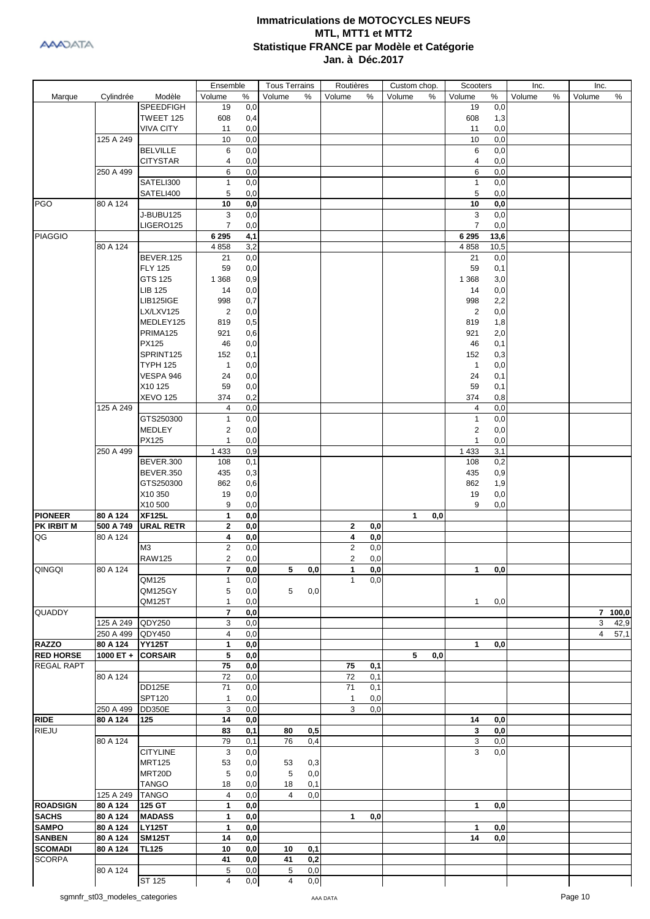# Immatriculations de MOTOCYCLES NEUFS
## MTL, MTT1 et MTT2
## Statistique FRANCE par Modèle et Catégorie
## Jan. à Déc.2017

| Marque | Cylindrée | Modèle | Ensemble Volume | Ensemble % | Tous Terrains Volume | Tous Terrains % | Routières Volume | Routières % | Custom chop. Volume | Custom chop. % | Scooters Volume | Scooters % | Inc. Volume | Inc. % | Inc. Volume | Inc. % |
|---|---|---|---|---|---|---|---|---|---|---|---|---|---|---|---|---|
| | | SPEEDFIGH | 19 | 0,0 | | | | | | | 19 | 0,0 | | | | |
| | | TWEET 125 | 608 | 0,4 | | | | | | | 608 | 1,3 | | | | |
| | | VIVA CITY | 11 | 0,0 | | | | | | | 11 | 0,0 | | | | |
| | 125 A 249 | | 10 | 0,0 | | | | | | | 10 | 0,0 | | | | |
| | | BELVILLE | 6 | 0,0 | | | | | | | 6 | 0,0 | | | | |
| | | CITYSTAR | 4 | 0,0 | | | | | | | 4 | 0,0 | | | | |
| | 250 A 499 | | 6 | 0,0 | | | | | | | 6 | 0,0 | | | | |
| | | SATELI300 | 1 | 0,0 | | | | | | | 1 | 0,0 | | | | |
| | | SATELI400 | 5 | 0,0 | | | | | | | 5 | 0,0 | | | | |
| PGO | 80 A 124 | | **10** | **0,0** | | | | | | | **10** | **0,0** | | | | |
| | | J-BUBU125 | 3 | 0,0 | | | | | | | 3 | 0,0 | | | | |
| | | LIGERO125 | 7 | 0,0 | | | | | | | 7 | 0,0 | | | | |
| PIAGGIO | | | **6 295** | **4,1** | | | | | | | **6 295** | **13,6** | | | | |
| | 80 A 124 | | 4 858 | 3,2 | | | | | | | 4 858 | 10,5 | | | | |
| | | BEVER.125 | 21 | 0,0 | | | | | | | 21 | 0,0 | | | | |
| | | FLY 125 | 59 | 0,0 | | | | | | | 59 | 0,1 | | | | |
| | | GTS 125 | 1 368 | 0,9 | | | | | | | 1 368 | 3,0 | | | | |
| | | LIB 125 | 14 | 0,0 | | | | | | | 14 | 0,0 | | | | |
| | | LIB125IGE | 998 | 0,7 | | | | | | | 998 | 2,2 | | | | |
| | | LX/LXV125 | 2 | 0,0 | | | | | | | 2 | 0,0 | | | | |
| | | MEDLEY125 | 819 | 0,5 | | | | | | | 819 | 1,8 | | | | |
| | | PRIMA125 | 921 | 0,6 | | | | | | | 921 | 2,0 | | | | |
| | | PX125 | 46 | 0,0 | | | | | | | 46 | 0,1 | | | | |
| | | SPRINT125 | 152 | 0,1 | | | | | | | 152 | 0,3 | | | | |
| | | TYPH 125 | 1 | 0,0 | | | | | | | 1 | 0,0 | | | | |
| | | VESPA 946 | 24 | 0,0 | | | | | | | 24 | 0,1 | | | | |
| | | X10 125 | 59 | 0,0 | | | | | | | 59 | 0,1 | | | | |
| | | XEVO 125 | 374 | 0,2 | | | | | | | 374 | 0,8 | | | | |
| | 125 A 249 | | 4 | 0,0 | | | | | | | 4 | 0,0 | | | | |
| | | GTS250300 | 1 | 0,0 | | | | | | | 1 | 0,0 | | | | |
| | | MEDLEY | 2 | 0,0 | | | | | | | 2 | 0,0 | | | | |
| | | PX125 | 1 | 0,0 | | | | | | | 1 | 0,0 | | | | |
| | 250 A 499 | | 1 433 | 0,9 | | | | | | | 1 433 | 3,1 | | | | |
| | | BEVER.300 | 108 | 0,1 | | | | | | | 108 | 0,2 | | | | |
| | | BEVER.350 | 435 | 0,3 | | | | | | | 435 | 0,9 | | | | |
| | | GTS250300 | 862 | 0,6 | | | | | | | 862 | 1,9 | | | | |
| | | X10 350 | 19 | 0,0 | | | | | | | 19 | 0,0 | | | | |
| | | X10 500 | 9 | 0,0 | | | | | | | 9 | 0,0 | | | | |
| **PIONEER** | **80 A 124** | **XF125L** | **1** | **0,0** | | | | | **1** | **0,0** | | | | | | |
| **PK IRBIT M** | **500 A 749** | **URAL RETR** | **2** | **0,0** | | | **2** | **0,0** | | | | | | | | |
| QG | 80 A 124 | | **4** | **0,0** | | | **4** | **0,0** | | | | | | | | |
| | | M3 | 2 | 0,0 | | | 2 | 0,0 | | | | | | | | |
| | | RAW125 | 2 | 0,0 | | | 2 | 0,0 | | | | | | | | |
| QINGQI | 80 A 124 | | **7** | **0,0** | **5** | **0,0** | **1** | **0,0** | | | **1** | **0,0** | | | | |
| | | QM125 | 1 | 0,0 | | | 1 | 0,0 | | | | | | | | |
| | | QM125GY | 5 | 0,0 | 5 | 0,0 | | | | | | | | | | |
| | | QM125T | 1 | 0,0 | | | | | | | 1 | 0,0 | | | | |
| QUADDY | | | **7** | **0,0** | | | | | | | | | | | **7** | **100,0** |
| | 125 A 249 | QDY250 | 3 | 0,0 | | | | | | | | | | | 3 | 42,9 |
| | 250 A 499 | QDY450 | 4 | 0,0 | | | | | | | | | | | 4 | 57,1 |
| **RAZZO** | **80 A 124** | **YY125T** | **1** | **0,0** | | | | | | | **1** | **0,0** | | | | |
| **RED HORSE** | **1000 ET +** | **CORSAIR** | **5** | **0,0** | | | | | **5** | **0,0** | | | | | | |
| REGAL RAPT | | | **75** | **0,0** | | | **75** | **0,1** | | | | | | | | |
| | 80 A 124 | | 72 | 0,0 | | | 72 | 0,1 | | | | | | | | |
| | | DD125E | 71 | 0,0 | | | 71 | 0,1 | | | | | | | | |
| | | SPT120 | 1 | 0,0 | | | 1 | 0,0 | | | | | | | | |
| | 250 A 499 | DD350E | 3 | 0,0 | | | 3 | 0,0 | | | | | | | | |
| **RIDE** | **80 A 124** | **125** | **14** | **0,0** | | | | | | | **14** | **0,0** | | | | |
| RIEJU | | | **83** | **0,1** | **80** | **0,5** | | | | | **3** | **0,0** | | | | |
| | 80 A 124 | | 79 | 0,1 | 76 | 0,4 | | | | | 3 | 0,0 | | | | |
| | | CITYLINE | 3 | 0,0 | | | | | | | 3 | 0,0 | | | | |
| | | MRT125 | 53 | 0,0 | 53 | 0,3 | | | | | | | | | | |
| | | MRT20D | 5 | 0,0 | 5 | 0,0 | | | | | | | | | | |
| | | TANGO | 18 | 0,0 | 18 | 0,1 | | | | | | | | | | |
| | 125 A 249 | TANGO | 4 | 0,0 | 4 | 0,0 | | | | | | | | | | |
| **ROADSIGN** | **80 A 124** | **125 GT** | **1** | **0,0** | | | | | | | **1** | **0,0** | | | | |
| **SACHS** | **80 A 124** | **MADASS** | **1** | **0,0** | | | **1** | **0,0** | | | | | | | | |
| **SAMPO** | **80 A 124** | **LY125T** | **1** | **0,0** | | | | | | | **1** | **0,0** | | | | |
| **SANBEN** | **80 A 124** | **SM125T** | **14** | **0,0** | | | | | | | **14** | **0,0** | | | | |
| **SCOMADI** | **80 A 124** | **TL125** | **10** | **0,0** | **10** | **0,1** | | | | | | | | | | |
| SCORPA | | | **41** | **0,0** | **41** | **0,2** | | | | | | | | | | |
| | 80 A 124 | | 5 | 0,0 | 5 | 0,0 | | | | | | | | | | |
| | | ST 125 | 4 | 0,0 | 4 | 0,0 | | | | | | | | | | |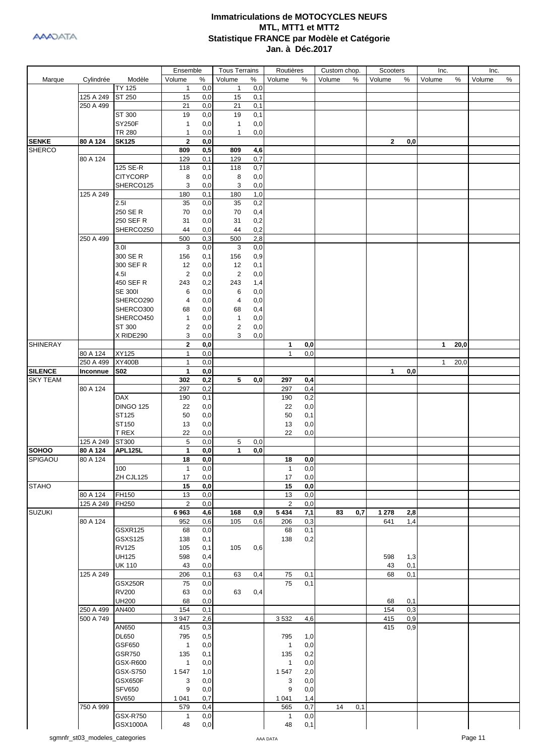# Immatriculations de MOTOCYCLES NEUFS
## MTL, MTT1 et MTT2
## Statistique FRANCE par Modèle et Catégorie
## Jan. à Déc.2017

| Marque | Cylindrée | Modèle | Ensemble Volume | Ensemble % | Tous Terrains Volume | Tous Terrains % | Routières Volume | Routières % | Custom chop. Volume | Custom chop. % | Scooters Volume | Scooters % | Inc. Volume | Inc. % | Inc. Volume | Inc. % |
|---|---|---|---|---|---|---|---|---|---|---|---|---|---|---|---|---|
| | | TY 125 | 1 | 0,0 | 1 | 0,0 | | | | | | | | | | |
| | 125 A 249 | ST 250 | 15 | 0,0 | 15 | 0,1 | | | | | | | | | | |
| | 250 A 499 | | 21 | 0,0 | 21 | 0,1 | | | | | | | | | | |
| | | ST 300 | 19 | 0,0 | 19 | 0,1 | | | | | | | | | | |
| | | SY250F | 1 | 0,0 | 1 | 0,0 | | | | | | | | | | |
| | | TR 280 | 1 | 0,0 | 1 | 0,0 | | | | | | | | | | |
| **SENKE** | **80 A 124** | **SK125** | **2** | **0,0** | | | | | | | **2** | **0,0** | | | | |
| SHERCO | | | **809** | **0,5** | **809** | **4,6** | | | | | | | | | | |
| | 80 A 124 | | 129 | 0,1 | 129 | 0,7 | | | | | | | | | | |
| | | 125 SE-R | 118 | 0,1 | 118 | 0,7 | | | | | | | | | | |
| | | CITYCORP | 8 | 0,0 | 8 | 0,0 | | | | | | | | | | |
| | | SHERCO125 | 3 | 0,0 | 3 | 0,0 | | | | | | | | | | |
| | 125 A 249 | | 180 | 0,1 | 180 | 1,0 | | | | | | | | | | |
| | | 2.5I | 35 | 0,0 | 35 | 0,2 | | | | | | | | | | |
| | | 250 SE R | 70 | 0,0 | 70 | 0,4 | | | | | | | | | | |
| | | 250 SEF R | 31 | 0,0 | 31 | 0,2 | | | | | | | | | | |
| | | SHERCO250 | 44 | 0,0 | 44 | 0,2 | | | | | | | | | | |
| | 250 A 499 | | 500 | 0,3 | 500 | 2,8 | | | | | | | | | | |
| | | 3.0I | 3 | 0,0 | 3 | 0,0 | | | | | | | | | | |
| | | 300 SE R | 156 | 0,1 | 156 | 0,9 | | | | | | | | | | |
| | | 300 SEF R | 12 | 0,0 | 12 | 0,1 | | | | | | | | | | |
| | | 4.5I | 2 | 0,0 | 2 | 0,0 | | | | | | | | | | |
| | | 450 SEF R | 243 | 0,2 | 243 | 1,4 | | | | | | | | | | |
| | | SE 300I | 6 | 0,0 | 6 | 0,0 | | | | | | | | | | |
| | | SHERCO290 | 4 | 0,0 | 4 | 0,0 | | | | | | | | | | |
| | | SHERCO300 | 68 | 0,0 | 68 | 0,4 | | | | | | | | | | |
| | | SHERCO450 | 1 | 0,0 | 1 | 0,0 | | | | | | | | | | |
| | | ST 300 | 2 | 0,0 | 2 | 0,0 | | | | | | | | | | |
| | | X RIDE290 | 3 | 0,0 | 3 | 0,0 | | | | | | | | | | |
| SHINERAY | | | **2** | **0,0** | | | **1** | **0,0** | | | | | **1** | **20,0** | | |
| | 80 A 124 | XY125 | 1 | 0,0 | | | 1 | 0,0 | | | | | | | | |
| | 250 A 499 | XY400B | 1 | 0,0 | | | | | | | | | 1 | 20,0 | | |
| **SILENCE** | **Inconnue** | **S02** | **1** | **0,0** | | | | | | | **1** | **0,0** | | | | |
| SKY TEAM | | | **302** | **0,2** | **5** | **0,0** | **297** | **0,4** | | | | | | | | |
| | 80 A 124 | | 297 | 0,2 | | | 297 | 0,4 | | | | | | | | |
| | | DAX | 190 | 0,1 | | | 190 | 0,2 | | | | | | | | |
| | | DINGO 125 | 22 | 0,0 | | | 22 | 0,0 | | | | | | | | |
| | | ST125 | 50 | 0,0 | | | 50 | 0,1 | | | | | | | | |
| | | ST150 | 13 | 0,0 | | | 13 | 0,0 | | | | | | | | |
| | | T REX | 22 | 0,0 | | | 22 | 0,0 | | | | | | | | |
| | 125 A 249 | ST300 | 5 | 0,0 | 5 | 0,0 | | | | | | | | | | |
| **SOHOO** | **80 A 124** | **APL125L** | **1** | **0,0** | **1** | **0,0** | | | | | | | | | | |
| SPIGAOU | 80 A 124 | | **18** | **0,0** | | | **18** | **0,0** | | | | | | | | |
| | | 100 | 1 | 0,0 | | | 1 | 0,0 | | | | | | | | |
| | | ZH CJL125 | 17 | 0,0 | | | 17 | 0,0 | | | | | | | | |
| STAHO | | | **15** | **0,0** | | | **15** | **0,0** | | | | | | | | |
| | 80 A 124 | FH150 | 13 | 0,0 | | | 13 | 0,0 | | | | | | | | |
| | 125 A 249 | FH250 | 2 | 0,0 | | | 2 | 0,0 | | | | | | | | |
| SUZUKI | | | **6 963** | **4,6** | **168** | **0,9** | **5 434** | **7,1** | **83** | **0,7** | **1 278** | **2,8** | | | | |
| | 80 A 124 | | 952 | 0,6 | 105 | 0,6 | 206 | 0,3 | | | 641 | 1,4 | | | | |
| | | GSXR125 | 68 | 0,0 | | | 68 | 0,1 | | | | | | | | |
| | | GSXS125 | 138 | 0,1 | | | 138 | 0,2 | | | | | | | | |
| | | RV125 | 105 | 0,1 | 105 | 0,6 | | | | | | | | | | |
| | | UH125 | 598 | 0,4 | | | | | | | 598 | 1,3 | | | | |
| | | UK 110 | 43 | 0,0 | | | | | | | 43 | 0,1 | | | | |
| | 125 A 249 | | 206 | 0,1 | 63 | 0,4 | 75 | 0,1 | | | 68 | 0,1 | | | | |
| | | GSX250R | 75 | 0,0 | | | 75 | 0,1 | | | | | | | | |
| | | RV200 | 63 | 0,0 | 63 | 0,4 | | | | | | | | | | |
| | | UH200 | 68 | 0,0 | | | | | | | 68 | 0,1 | | | | |
| | 250 A 499 | AN400 | 154 | 0,1 | | | | | | | 154 | 0,3 | | | | |
| | 500 A 749 | | 3 947 | 2,6 | | | 3 532 | 4,6 | | | 415 | 0,9 | | | | |
| | | AN650 | 415 | 0,3 | | | | | | | 415 | 0,9 | | | | |
| | | DL650 | 795 | 0,5 | | | 795 | 1,0 | | | | | | | | |
| | | GSF650 | 1 | 0,0 | | | 1 | 0,0 | | | | | | | | |
| | | GSR750 | 135 | 0,1 | | | 135 | 0,2 | | | | | | | | |
| | | GSX-R600 | 1 | 0,0 | | | 1 | 0,0 | | | | | | | | |
| | | GSX-S750 | 1 547 | 1,0 | | | 1 547 | 2,0 | | | | | | | | |
| | | GSX650F | 3 | 0,0 | | | 3 | 0,0 | | | | | | | | |
| | | SFV650 | 9 | 0,0 | | | 9 | 0,0 | | | | | | | | |
| | | SV650 | 1 041 | 0,7 | | | 1 041 | 1,4 | | | | | | | | |
| | 750 A 999 | | 579 | 0,4 | | | 565 | 0,7 | 14 | 0,1 | | | | | | |
| | | GSX-R750 | 1 | 0,0 | | | 1 | 0,0 | | | | | | | | |
| | | GSX1000A | 48 | 0,0 | | | 48 | 0,1 | | | | | | | | |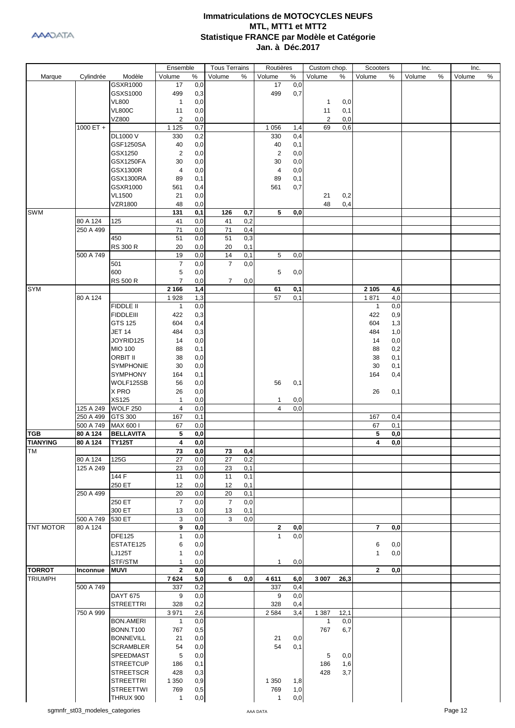# Immatriculations de MOTOCYCLES NEUFS
## MTL, MTT1 et MTT2
## Statistique FRANCE par Modèle et Catégorie
## Jan. à Déc.2017

| Marque | Cylindrée | Modèle | Ensemble Volume | Ensemble % | Tous Terrains Volume | Tous Terrains % | Routières Volume | Routières % | Custom chop. Volume | Custom chop. % | Scooters Volume | Scooters % | Inc. Volume | Inc. % | Inc. Volume | Inc. % |
|---|---|---|---|---|---|---|---|---|---|---|---|---|---|---|---|---|
| | | GSXR1000 | 17 | 0,0 | | | 17 | 0,0 | | | | | | | | |
| | | GSXS1000 | 499 | 0,3 | | | 499 | 0,7 | | | | | | | | |
| | | VL800 | 1 | 0,0 | | | | | 1 | 0,0 | | | | | | |
| | | VL800C | 11 | 0,0 | | | | | 11 | 0,1 | | | | | | |
| | | VZ800 | 2 | 0,0 | | | | | 2 | 0,0 | | | | | | |
| | 1000 ET + | | 1 125 | 0,7 | | | 1 056 | 1,4 | 69 | 0,6 | | | | | | |
| | | DL1000 V | 330 | 0,2 | | | 330 | 0,4 | | | | | | | | |
| | | GSF1250SA | 40 | 0,0 | | | 40 | 0,1 | | | | | | | | |
| | | GSX1250 | 2 | 0,0 | | | 2 | 0,0 | | | | | | | | |
| | | GSX1250FA | 30 | 0,0 | | | 30 | 0,0 | | | | | | | | |
| | | GSX1300R | 4 | 0,0 | | | 4 | 0,0 | | | | | | | | |
| | | GSX1300RA | 89 | 0,1 | | | 89 | 0,1 | | | | | | | | |
| | | GSXR1000 | 561 | 0,4 | | | 561 | 0,7 | | | | | | | | |
| | | VL1500 | 21 | 0,0 | | | | | 21 | 0,2 | | | | | | |
| | | VZR1800 | 48 | 0,0 | | | | | 48 | 0,4 | | | | | | |
| SWM | | | **131** | **0,1** | **126** | **0,7** | **5** | **0,0** | | | | | | | | |
| | 80 A 124 | 125 | 41 | 0,0 | 41 | 0,2 | | | | | | | | | | |
| | 250 A 499 | | 71 | 0,0 | 71 | 0,4 | | | | | | | | | | |
| | | 450 | 51 | 0,0 | 51 | 0,3 | | | | | | | | | | |
| | | RS 300 R | 20 | 0,0 | 20 | 0,1 | | | | | | | | | | |
| | 500 A 749 | | 19 | 0,0 | 14 | 0,1 | 5 | 0,0 | | | | | | | | |
| | | 501 | 7 | 0,0 | 7 | 0,0 | | | | | | | | | | |
| | | 600 | 5 | 0,0 | | | 5 | 0,0 | | | | | | | | |
| | | RS 500 R | 7 | 0,0 | 7 | 0,0 | | | | | | | | | | |
| SYM | | | **2 166** | **1,4** | | | **61** | **0,1** | | | **2 105** | **4,6** | | | | |
| | 80 A 124 | | 1 928 | 1,3 | | | 57 | 0,1 | | | 1 871 | 4,0 | | | | |
| | | FIDDLE II | 1 | 0,0 | | | | | | | 1 | 0,0 | | | | |
| | | FIDDLEIII | 422 | 0,3 | | | | | | | 422 | 0,9 | | | | |
| | | GTS 125 | 604 | 0,4 | | | | | | | 604 | 1,3 | | | | |
| | | JET 14 | 484 | 0,3 | | | | | | | 484 | 1,0 | | | | |
| | | JOYRID125 | 14 | 0,0 | | | | | | | 14 | 0,0 | | | | |
| | | MIO 100 | 88 | 0,1 | | | | | | | 88 | 0,2 | | | | |
| | | ORBIT II | 38 | 0,0 | | | | | | | 38 | 0,1 | | | | |
| | | SYMPHONIE | 30 | 0,0 | | | | | | | 30 | 0,1 | | | | |
| | | SYMPHONY | 164 | 0,1 | | | | | | | 164 | 0,4 | | | | |
| | | WOLF125SB | 56 | 0,0 | | | 56 | 0,1 | | | | | | | | |
| | | X PRO | 26 | 0,0 | | | | | | | 26 | 0,1 | | | | |
| | | XS125 | 1 | 0,0 | | | 1 | 0,0 | | | | | | | | |
| | 125 A 249 | WOLF 250 | 4 | 0,0 | | | 4 | 0,0 | | | | | | | | |
| | 250 A 499 | GTS 300 | 167 | 0,1 | | | | | | | 167 | 0,4 | | | | |
| | 500 A 749 | MAX 600 I | 67 | 0,0 | | | | | | | 67 | 0,1 | | | | |
| **TGB** | **80 A 124** | **BELLAVITA** | **5** | **0,0** | | | | | | | **5** | **0,0** | | | | |
| **TIANYING** | **80 A 124** | **TY125T** | **4** | **0,0** | | | | | | | **4** | **0,0** | | | | |
| TM | | | **73** | **0,0** | **73** | **0,4** | | | | | | | | | | |
| | 80 A 124 | 125G | 27 | 0,0 | 27 | 0,2 | | | | | | | | | | |
| | 125 A 249 | | 23 | 0,0 | 23 | 0,1 | | | | | | | | | | |
| | | 144 F | 11 | 0,0 | 11 | 0,1 | | | | | | | | | | |
| | | 250 ET | 12 | 0,0 | 12 | 0,1 | | | | | | | | | | |
| | 250 A 499 | | 20 | 0,0 | 20 | 0,1 | | | | | | | | | | |
| | | 250 ET | 7 | 0,0 | 7 | 0,0 | | | | | | | | | | |
| | | 300 ET | 13 | 0,0 | 13 | 0,1 | | | | | | | | | | |
| | 500 A 749 | 530 ET | 3 | 0,0 | 3 | 0,0 | | | | | | | | | | |
| TNT MOTOR | 80 A 124 | | **9** | **0,0** | | | **2** | **0,0** | | | **7** | **0,0** | | | | |
| | | DFE125 | 1 | 0,0 | | | 1 | 0,0 | | | | | | | | |
| | | ESTATE125 | 6 | 0,0 | | | | | | | 6 | 0,0 | | | | |
| | | LJ125T | 1 | 0,0 | | | | | | | 1 | 0,0 | | | | |
| | | STF/STM | 1 | 0,0 | | | 1 | 0,0 | | | | | | | | |
| **TORROT** | **Inconnue** | **MUVI** | **2** | **0,0** | | | | | | | **2** | **0,0** | | | | |
| TRIUMPH | | | **7 624** | **5,0** | **6** | **0,0** | **4 611** | **6,0** | **3 007** | **26,3** | | | | | | |
| | 500 A 749 | | 337 | 0,2 | | | 337 | 0,4 | | | | | | | | |
| | | DAYT 675 | 9 | 0,0 | | | 9 | 0,0 | | | | | | | | |
| | | STREETTRI | 328 | 0,2 | | | 328 | 0,4 | | | | | | | | |
| | 750 A 999 | | 3 971 | 2,6 | | | 2 584 | 3,4 | 1 387 | 12,1 | | | | | | |
| | | BON.AMERI | 1 | 0,0 | | | | | 1 | 0,0 | | | | | | |
| | | BONN.T100 | 767 | 0,5 | | | | | 767 | 6,7 | | | | | | |
| | | BONNEVILL | 21 | 0,0 | | | 21 | 0,0 | | | | | | | | |
| | | SCRAMBLER | 54 | 0,0 | | | 54 | 0,1 | | | | | | | | |
| | | SPEEDMAST | 5 | 0,0 | | | | | 5 | 0,0 | | | | | | |
| | | STREETCUP | 186 | 0,1 | | | | | 186 | 1,6 | | | | | | |
| | | STREETSCR | 428 | 0,3 | | | | | 428 | 3,7 | | | | | | |
| | | STREETTRI | 1 350 | 0,9 | | | 1 350 | 1,8 | | | | | | | | |
| | | STREETTWI | 769 | 0,5 | | | 769 | 1,0 | | | | | | | | |
| | | THRUX 900 | 1 | 0,0 | | | 1 | 0,0 | | | | | | | | |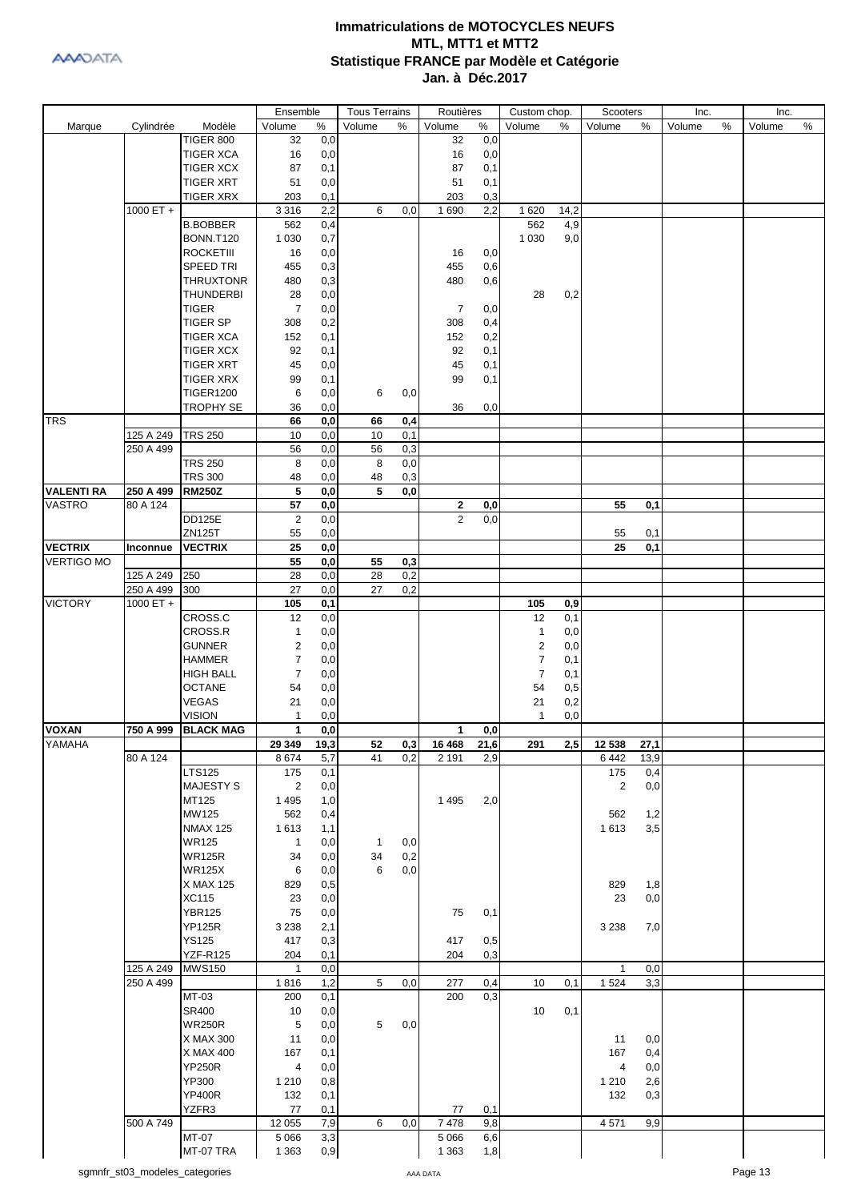# Immatriculations de MOTOCYCLES NEUFS
## MTL, MTT1 et MTT2
## Statistique FRANCE par Modèle et Catégorie
## Jan. à Déc.2017

| Marque | Cylindrée | Modèle | Ensemble Volume | Ensemble % | Tous Terrains Volume | Tous Terrains % | Routières Volume | Routières % | Custom chop. Volume | Custom chop. % | Scooters Volume | Scooters % | Inc. Volume | Inc. % | Inc. Volume | Inc. % |
|---|---|---|---|---|---|---|---|---|---|---|---|---|---|---|---|---|
| | | TIGER 800 | 32 | 0,0 | | | 32 | 0,0 | | | | | | | | |
| | | TIGER XCA | 16 | 0,0 | | | 16 | 0,0 | | | | | | | | |
| | | TIGER XCX | 87 | 0,1 | | | 87 | 0,1 | | | | | | | | |
| | | TIGER XRT | 51 | 0,0 | | | 51 | 0,1 | | | | | | | | |
| | | TIGER XRX | 203 | 0,1 | | | 203 | 0,3 | | | | | | | | |
| | 1000 ET + | | 3 316 | 2,2 | 6 | 0,0 | 1 690 | 2,2 | 1 620 | 14,2 | | | | | | |
| | | B.BOBBER | 562 | 0,4 | | | | | 562 | 4,9 | | | | | | |
| | | BONN.T120 | 1 030 | 0,7 | | | | | 1 030 | 9,0 | | | | | | |
| | | ROCKETIII | 16 | 0,0 | | | 16 | 0,0 | | | | | | | | |
| | | SPEED TRI | 455 | 0,3 | | | 455 | 0,6 | | | | | | | | |
| | | THRUXTONR | 480 | 0,3 | | | 480 | 0,6 | | | | | | | | |
| | | THUNDERBI | 28 | 0,0 | | | | | 28 | 0,2 | | | | | | |
| | | TIGER | 7 | 0,0 | | | 7 | 0,0 | | | | | | | | |
| | | TIGER SP | 308 | 0,2 | | | 308 | 0,4 | | | | | | | | |
| | | TIGER XCA | 152 | 0,1 | | | 152 | 0,2 | | | | | | | | |
| | | TIGER XCX | 92 | 0,1 | | | 92 | 0,1 | | | | | | | | |
| | | TIGER XRT | 45 | 0,0 | | | 45 | 0,1 | | | | | | | | |
| | | TIGER XRX | 99 | 0,1 | | | 99 | 0,1 | | | | | | | | |
| | | TIGER1200 | 6 | 0,0 | 6 | 0,0 | | | | | | | | | | |
| | | TROPHY SE | 36 | 0,0 | | | 36 | 0,0 | | | | | | | | |
| TRS | | | **66** | **0,0** | **66** | **0,4** | | | | | | | | | | |
| | 125 A 249 | TRS 250 | 10 | 0,0 | 10 | 0,1 | | | | | | | | | | |
| | 250 A 499 | | 56 | 0,0 | 56 | 0,3 | | | | | | | | | | |
| | | TRS 250 | 8 | 0,0 | 8 | 0,0 | | | | | | | | | | |
| | | TRS 300 | 48 | 0,0 | 48 | 0,3 | | | | | | | | | | |
| **VALENTI RA** | **250 A 499** | **RM250Z** | **5** | **0,0** | **5** | **0,0** | | | | | | | | | | |
| VASTRO | 80 A 124 | | **57** | **0,0** | | | **2** | **0,0** | | | **55** | **0,1** | | | | |
| | | DD125E | 2 | 0,0 | | | 2 | 0,0 | | | | | | | | |
| | | ZN125T | 55 | 0,0 | | | | | | | 55 | 0,1 | | | | |
| **VECTRIX** | **Inconnue** | **VECTRIX** | **25** | **0,0** | | | | | | | **25** | **0,1** | | | | |
| VERTIGO MO | | | **55** | **0,0** | **55** | **0,3** | | | | | | | | | | |
| | 125 A 249 | 250 | 28 | 0,0 | 28 | 0,2 | | | | | | | | | | |
| | 250 A 499 | 300 | 27 | 0,0 | 27 | 0,2 | | | | | | | | | | |
| VICTORY | 1000 ET + | | **105** | **0,1** | | | | | **105** | **0,9** | | | | | | |
| | | CROSS.C | 12 | 0,0 | | | | | 12 | 0,1 | | | | | | |
| | | CROSS.R | 1 | 0,0 | | | | | 1 | 0,0 | | | | | | |
| | | GUNNER | 2 | 0,0 | | | | | 2 | 0,0 | | | | | | |
| | | HAMMER | 7 | 0,0 | | | | | 7 | 0,1 | | | | | | |
| | | HIGH BALL | 7 | 0,0 | | | | | 7 | 0,1 | | | | | | |
| | | OCTANE | 54 | 0,0 | | | | | 54 | 0,5 | | | | | | |
| | | VEGAS | 21 | 0,0 | | | | | 21 | 0,2 | | | | | | |
| | | VISION | 1 | 0,0 | | | | | 1 | 0,0 | | | | | | |
| **VOXAN** | **750 A 999** | **BLACK MAG** | **1** | **0,0** | | | **1** | **0,0** | | | | | | | | |
| YAMAHA | | | **29 349** | **19,3** | **52** | **0,3** | **16 468** | **21,6** | **291** | **2,5** | **12 538** | **27,1** | | | | |
| | 80 A 124 | | 8 674 | 5,7 | 41 | 0,2 | 2 191 | 2,9 | | | 6 442 | 13,9 | | | | |
| | | LTS125 | 175 | 0,1 | | | | | | | 175 | 0,4 | | | | |
| | | MAJESTY S | 2 | 0,0 | | | | | | | 2 | 0,0 | | | | |
| | | MT125 | 1 495 | 1,0 | | | 1 495 | 2,0 | | | | | | | | |
| | | MW125 | 562 | 0,4 | | | | | | | 562 | 1,2 | | | | |
| | | NMAX 125 | 1 613 | 1,1 | | | | | | | 1 613 | 3,5 | | | | |
| | | WR125 | 1 | 0,0 | 1 | 0,0 | | | | | | | | | | |
| | | WR125R | 34 | 0,0 | 34 | 0,2 | | | | | | | | | | |
| | | WR125X | 6 | 0,0 | 6 | 0,0 | | | | | | | | | | |
| | | X MAX 125 | 829 | 0,5 | | | | | | | 829 | 1,8 | | | | |
| | | XC115 | 23 | 0,0 | | | | | | | 23 | 0,0 | | | | |
| | | YBR125 | 75 | 0,0 | | | 75 | 0,1 | | | | | | | | |
| | | YP125R | 3 238 | 2,1 | | | | | | | 3 238 | 7,0 | | | | |
| | | YS125 | 417 | 0,3 | | | 417 | 0,5 | | | | | | | | |
| | | YZF-R125 | 204 | 0,1 | | | 204 | 0,3 | | | | | | | | |
| | 125 A 249 | MWS150 | 1 | 0,0 | | | | | | | 1 | 0,0 | | | | |
| | 250 A 499 | | 1 816 | 1,2 | 5 | 0,0 | 277 | 0,4 | 10 | 0,1 | 1 524 | 3,3 | | | | |
| | | MT-03 | 200 | 0,1 | | | 200 | 0,3 | | | | | | | | |
| | | SR400 | 10 | 0,0 | | | | | 10 | 0,1 | | | | | | |
| | | WR250R | 5 | 0,0 | 5 | 0,0 | | | | | | | | | | |
| | | X MAX 300 | 11 | 0,0 | | | | | | | 11 | 0,0 | | | | |
| | | X MAX 400 | 167 | 0,1 | | | | | | | 167 | 0,4 | | | | |
| | | YP250R | 4 | 0,0 | | | | | | | 4 | 0,0 | | | | |
| | | YP300 | 1 210 | 0,8 | | | | | | | 1 210 | 2,6 | | | | |
| | | YP400R | 132 | 0,1 | | | | | | | 132 | 0,3 | | | | |
| | | YZFR3 | 77 | 0,1 | | | 77 | 0,1 | | | | | | | | |
| | 500 A 749 | | 12 055 | 7,9 | 6 | 0,0 | 7 478 | 9,8 | | | 4 571 | 9,9 | | | | |
| | | MT-07 | 5 066 | 3,3 | | | 5 066 | 6,6 | | | | | | | | |
| | | MT-07 TRA | 1 363 | 0,9 | | | 1 363 | 1,8 | | | | | | | | |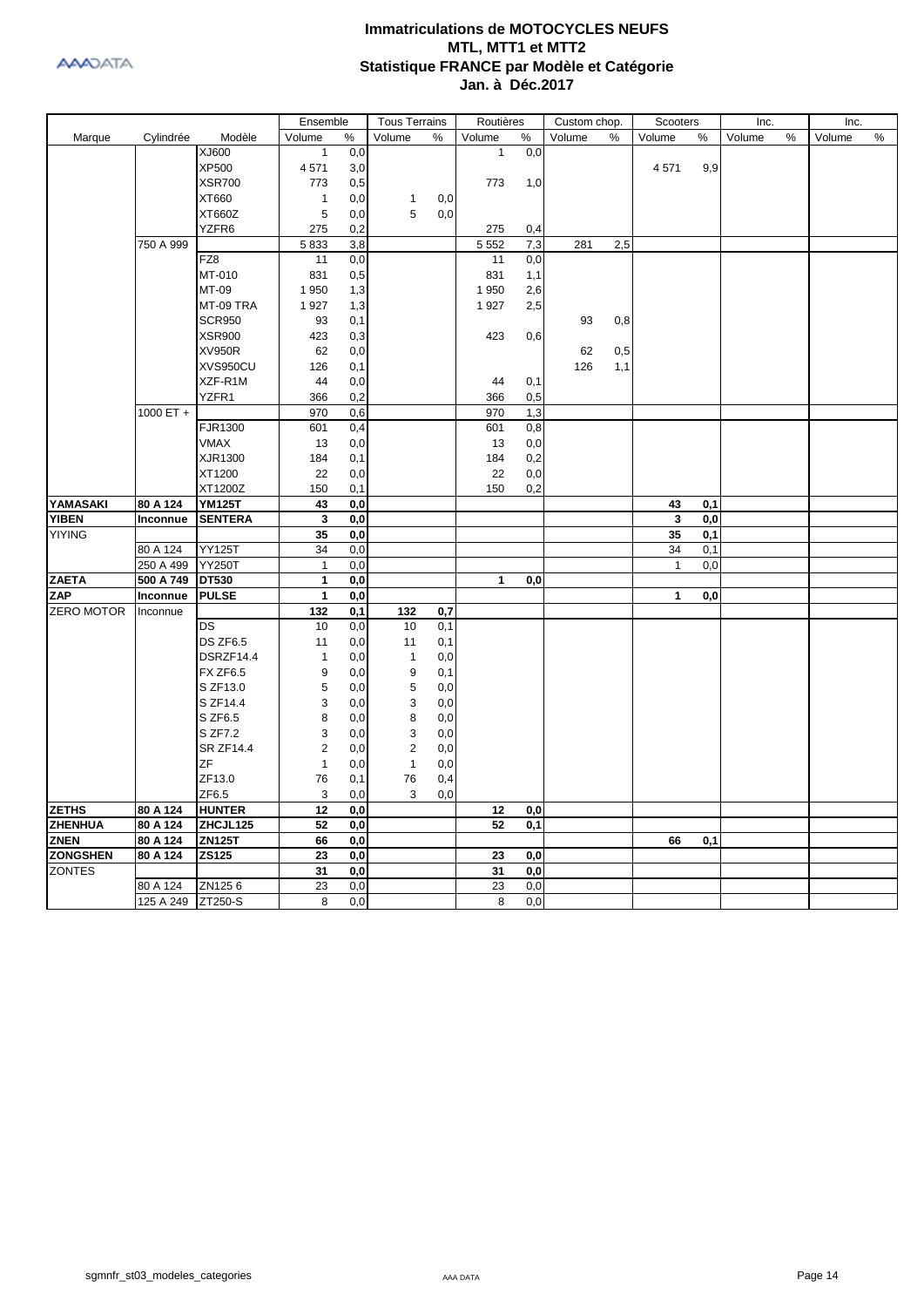# Immatriculations de MOTOCYCLES NEUFS
## MTL, MTT1 et MTT2
## Statistique FRANCE par Modèle et Catégorie
## Jan. à Déc.2017

| | | | Ensemble | | Tous Terrains | | Routières | | Custom chop. | | Scooters | | Inc. | | Inc. | |
|---|---|---|---|---|---|---|---|---|---|---|---|---|---|---|---|---|
| Marque | Cylindrée | Modèle | Volume | % | Volume | % | Volume | % | Volume | % | Volume | % | Volume | % | Volume | % |
| | | XJ600 | 1 | 0,0 | | | 1 | 0,0 | | | | | | | | |
| | | XP500 | 4 571 | 3,0 | | | | | | | 4 571 | 9,9 | | | | |
| | | XSR700 | 773 | 0,5 | | | 773 | 1,0 | | | | | | | | |
| | | XT660 | 1 | 0,0 | 1 | 0,0 | | | | | | | | | | |
| | | XT660Z | 5 | 0,0 | 5 | 0,0 | | | | | | | | | | |
| | | YZFR6 | 275 | 0,2 | | | 275 | 0,4 | | | | | | | | |
| | 750 A 999 | | 5 833 | 3,8 | | | 5 552 | 7,3 | 281 | 2,5 | | | | | | |
| | | FZ8 | 11 | 0,0 | | | 11 | 0,0 | | | | | | | | |
| | | MT-010 | 831 | 0,5 | | | 831 | 1,1 | | | | | | | | |
| | | MT-09 | 1 950 | 1,3 | | | 1 950 | 2,6 | | | | | | | | |
| | | MT-09 TRA | 1 927 | 1,3 | | | 1 927 | 2,5 | | | | | | | | |
| | | SCR950 | 93 | 0,1 | | | | | 93 | 0,8 | | | | | | |
| | | XSR900 | 423 | 0,3 | | | 423 | 0,6 | | | | | | | | |
| | | XV950R | 62 | 0,0 | | | | | 62 | 0,5 | | | | | | |
| | | XVS950CU | 126 | 0,1 | | | | | 126 | 1,1 | | | | | | |
| | | XZF-R1M | 44 | 0,0 | | | 44 | 0,1 | | | | | | | | |
| | | YZFR1 | 366 | 0,2 | | | 366 | 0,5 | | | | | | | | |
| | 1000 ET + | | 970 | 0,6 | | | 970 | 1,3 | | | | | | | | |
| | | FJR1300 | 601 | 0,4 | | | 601 | 0,8 | | | | | | | | |
| | | VMAX | 13 | 0,0 | | | 13 | 0,0 | | | | | | | | |
| | | XJR1300 | 184 | 0,1 | | | 184 | 0,2 | | | | | | | | |
| | | XT1200 | 22 | 0,0 | | | 22 | 0,0 | | | | | | | | |
| | | XT1200Z | 150 | 0,1 | | | 150 | 0,2 | | | | | | | | |
| **YAMASAKI** | **80 A 124** | **YM125T** | **43** | **0,0** | | | | | | | **43** | **0,1** | | | | |
| **YIBEN** | **Inconnue** | **SENTERA** | **3** | **0,0** | | | | | | | **3** | **0,0** | | | | |
| YIYING | | | 35 | 0,0 | | | | | | | 35 | 0,1 | | | | |
| | 80 A 124 | YY125T | 34 | 0,0 | | | | | | | 34 | 0,1 | | | | |
| | 250 A 499 | YY250T | 1 | 0,0 | | | | | | | 1 | 0,0 | | | | |
| **ZAETA** | **500 A 749** | **DT530** | **1** | **0,0** | | | **1** | **0,0** | | | | | | | | |
| **ZAP** | **Inconnue** | **PULSE** | **1** | **0,0** | | | | | | | **1** | **0,0** | | | | |
| ZERO MOTOR | Inconnue | | 132 | 0,1 | 132 | 0,7 | | | | | | | | | | |
| | | DS | 10 | 0,0 | 10 | 0,1 | | | | | | | | | | |
| | | DS ZF6.5 | 11 | 0,0 | 11 | 0,1 | | | | | | | | | | |
| | | DSRZF14.4 | 1 | 0,0 | 1 | 0,0 | | | | | | | | | | |
| | | FX ZF6.5 | 9 | 0,0 | 9 | 0,1 | | | | | | | | | | |
| | | S ZF13.0 | 5 | 0,0 | 5 | 0,0 | | | | | | | | | | |
| | | S ZF14.4 | 3 | 0,0 | 3 | 0,0 | | | | | | | | | | |
| | | S ZF6.5 | 8 | 0,0 | 8 | 0,0 | | | | | | | | | | |
| | | S ZF7.2 | 3 | 0,0 | 3 | 0,0 | | | | | | | | | | |
| | | SR ZF14.4 | 2 | 0,0 | 2 | 0,0 | | | | | | | | | | |
| | | ZF | 1 | 0,0 | 1 | 0,0 | | | | | | | | | | |
| | | ZF13.0 | 76 | 0,1 | 76 | 0,4 | | | | | | | | | | |
| | | ZF6.5 | 3 | 0,0 | 3 | 0,0 | | | | | | | | | | |
| **ZETHS** | **80 A 124** | **HUNTER** | **12** | **0,0** | | | **12** | **0,0** | | | | | | | | |
| **ZHENHUA** | **80 A 124** | **ZHCJL125** | **52** | **0,0** | | | **52** | **0,1** | | | | | | | | |
| **ZNEN** | **80 A 124** | **ZN125T** | **66** | **0,0** | | | | | | | **66** | **0,1** | | | | |
| **ZONGSHEN** | **80 A 124** | **ZS125** | **23** | **0,0** | | | **23** | **0,0** | | | | | | | | |
| ZONTES | | | 31 | 0,0 | | | 31 | 0,0 | | | | | | | | |
| | 80 A 124 | ZN125 6 | 23 | 0,0 | | | 23 | 0,0 | | | | | | | | |
| | 125 A 249 | ZT250-S | 8 | 0,0 | | | 8 | 0,0 | | | | | | | | |